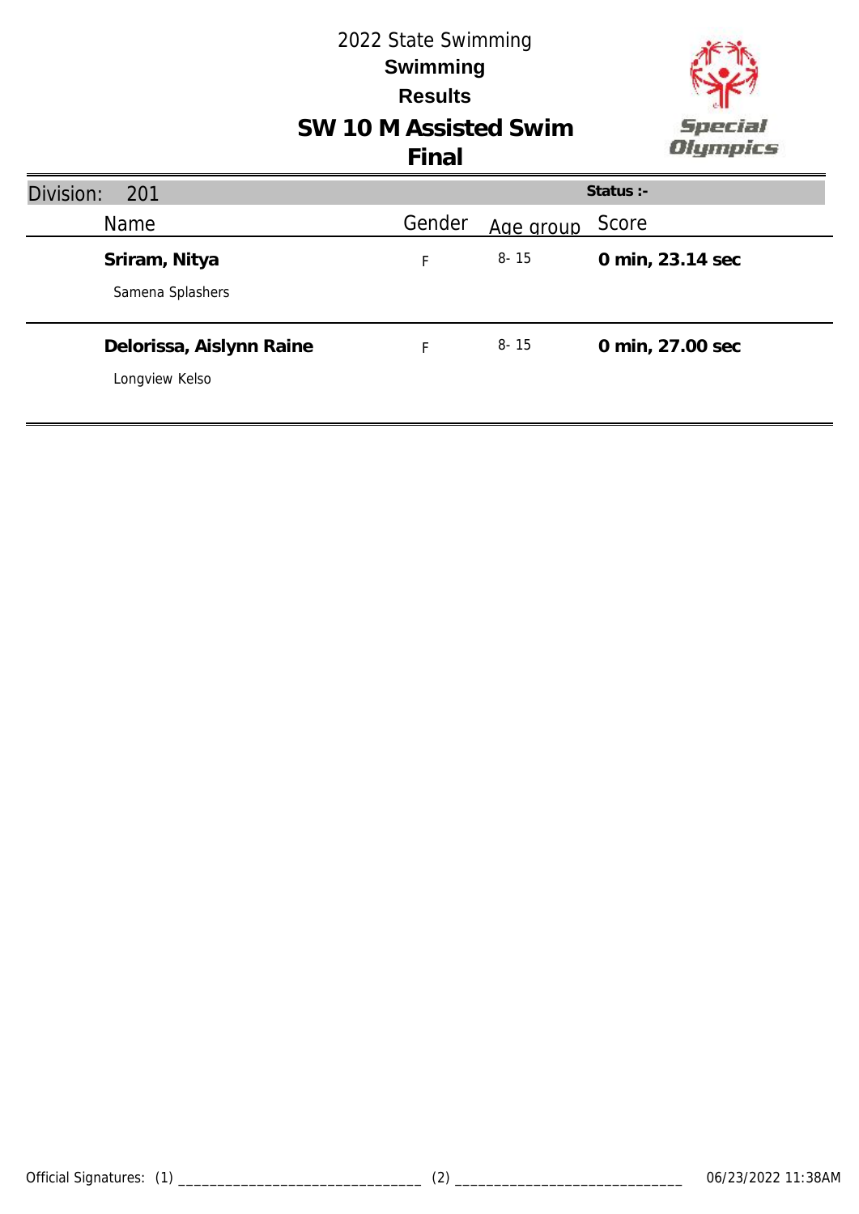2022 State Swimming

**Swimming**

**Results**

# SW 10 M Assisted Swim

## Final

Division: 201 | Status :-

| Name | Gender | Age group | Score |
|---|---|---|---|
| **Sriram, Nitya**<br>Samena Splashers | F | 8- 15 | **0 min, 23.14 sec** |
| **Delorissa, Aislynn Raine**<br>Longview Kelso | F | 8- 15 | **0 min, 27.00 sec** |

Official Signatures: (1) ______________________________ (2) ____________________________ 06/23/2022 11:38AM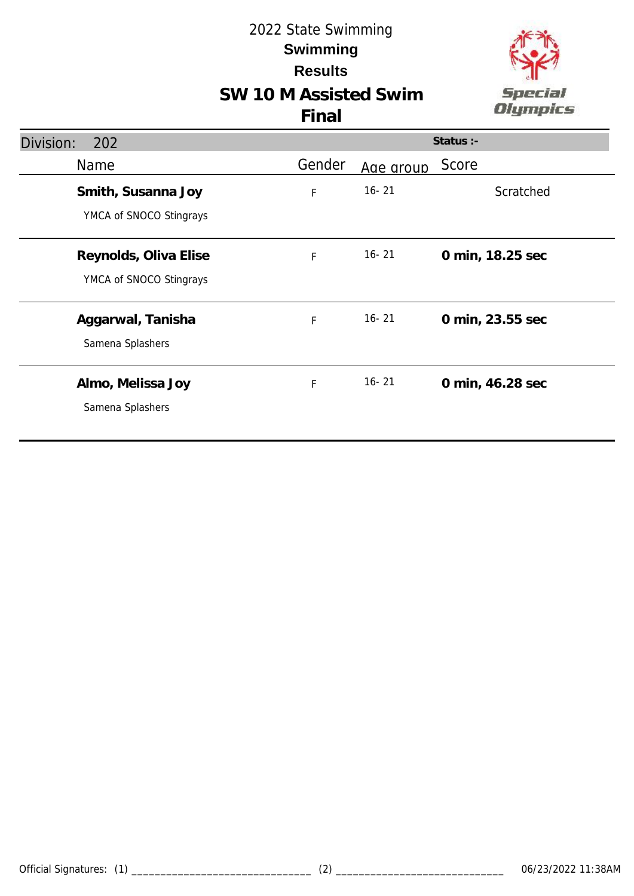2022 State Swimming

**Swimming**

**Results**

# SW 10 M Assisted Swim

## Final

| Division: 202 | | | Status :- |
|---|---|---|---|
| Name | Gender | Age group | Score |
| **Smith, Susanna Joy**<br>YMCA of SNOCO Stingrays | F | 16- 21 | Scratched |
| **Reynolds, Oliva Elise**<br>YMCA of SNOCO Stingrays | F | 16- 21 | **0 min, 18.25 sec** |
| **Aggarwal, Tanisha**<br>Samena Splashers | F | 16- 21 | **0 min, 23.55 sec** |
| **Almo, Melissa Joy**<br>Samena Splashers | F | 16- 21 | **0 min, 46.28 sec** |

Official Signatures: (1) ______________________________ (2) ______________________________ 06/23/2022 11:38AM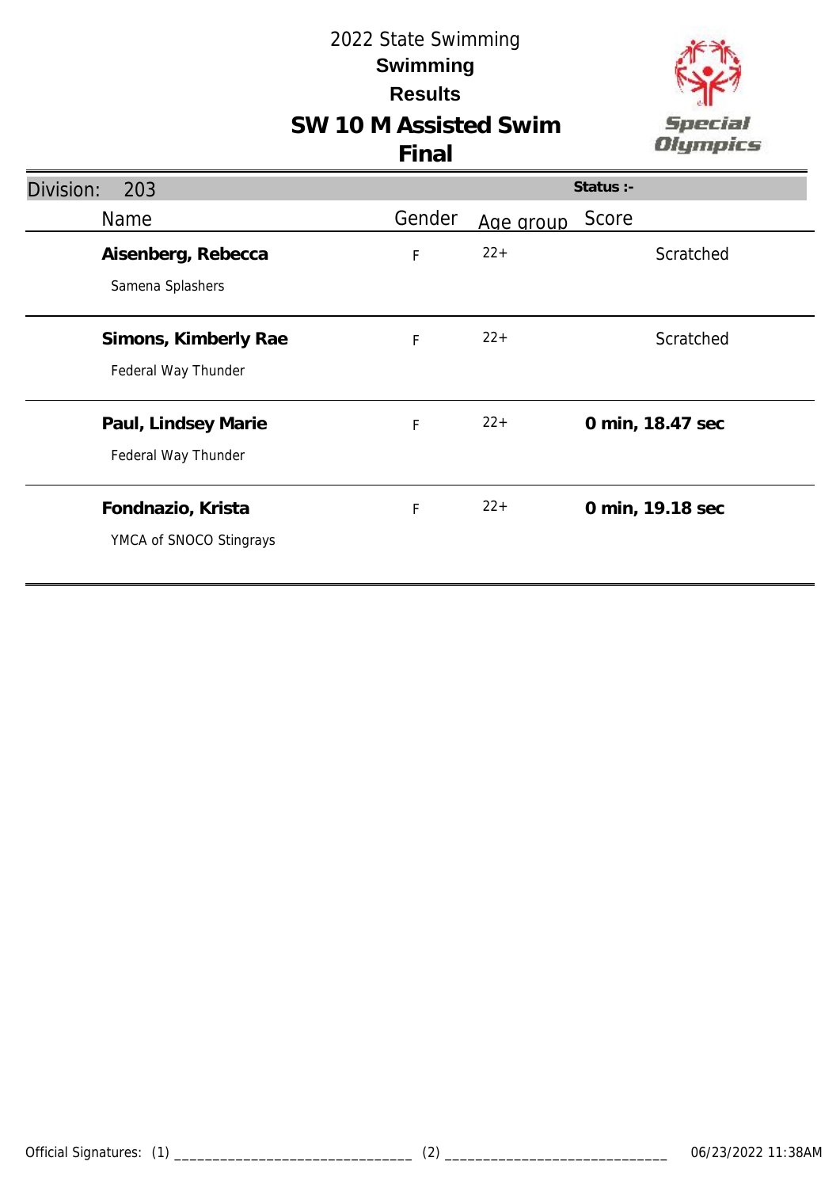2022 State Swimming

**Swimming**

**Results**

# SW 10 M Assisted Swim

## Final

Division: 203 — **Status :-**

| Name | Gender | Age group | Score |
|---|---|---|---|
| **Aisenberg, Rebecca**<br>Samena Splashers | F | 22+ | Scratched |
| **Simons, Kimberly Rae**<br>Federal Way Thunder | F | 22+ | Scratched |
| **Paul, Lindsey Marie**<br>Federal Way Thunder | F | 22+ | **0 min, 18.47 sec** |
| **Fondnazio, Krista**<br>YMCA of SNOCO Stingrays | F | 22+ | **0 min, 19.18 sec** |

Official Signatures: (1) ______________________________ (2) ______________________________ 06/23/2022 11:38AM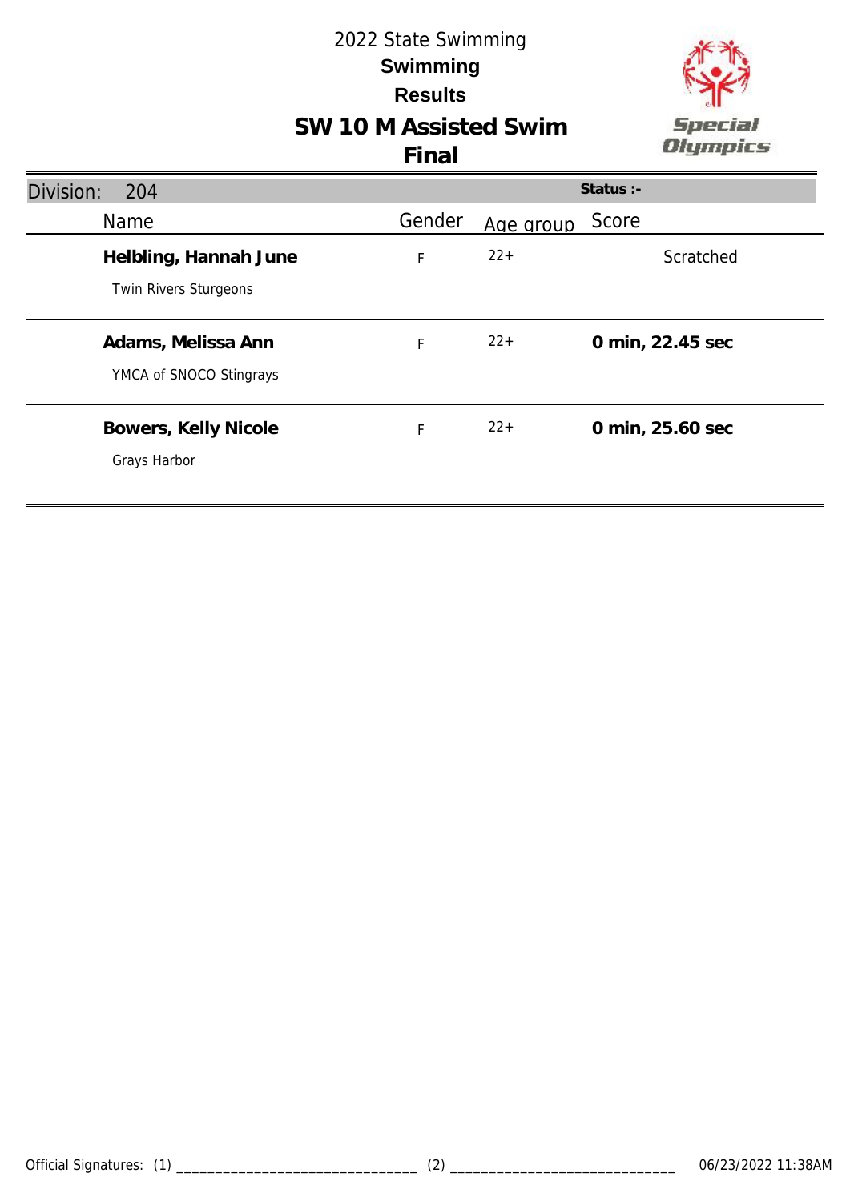2022 State Swimming

**Swimming**

**Results**

# SW 10 M Assisted Swim

## Final

Division: 204 | Status :-

| Name | Gender | Age group | Score |
|---|---|---|---|
| **Helbling, Hannah June**<br>Twin Rivers Sturgeons | F | 22+ | Scratched |
| **Adams, Melissa Ann**<br>YMCA of SNOCO Stingrays | F | 22+ | **0 min, 22.45 sec** |
| **Bowers, Kelly Nicole**<br>Grays Harbor | F | 22+ | **0 min, 25.60 sec** |

Official Signatures: (1) _______________________________ (2) _____________________________ 06/23/2022 11:38AM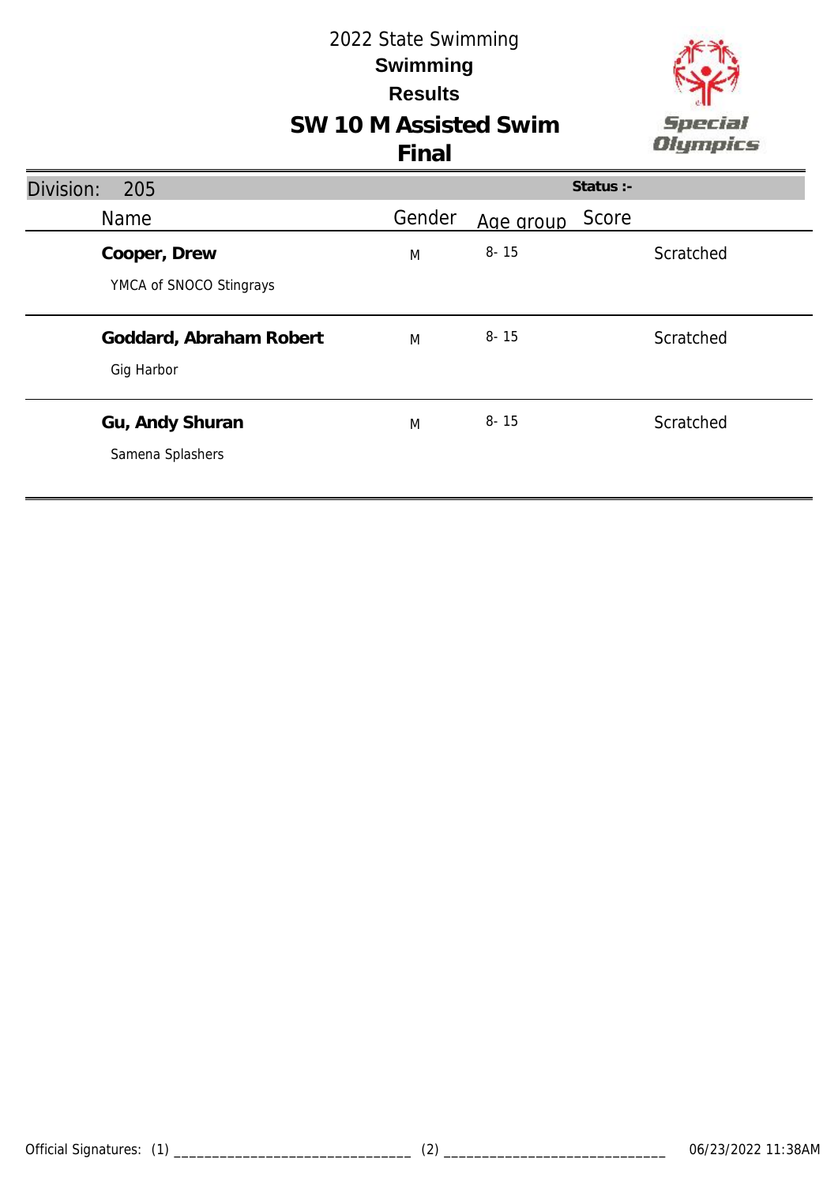# 2022 State Swimming

## Swimming

## Results

## SW 10 M Assisted Swim

## Final

| Division: 205 | | | Status :- | |
|---|---|---|---|---|
| Name | Gender | Age group | Score | |
| **Cooper, Drew**<br>YMCA of SNOCO Stingrays | M | 8- 15 | | Scratched |
| **Goddard, Abraham Robert**<br>Gig Harbor | M | 8- 15 | | Scratched |
| **Gu, Andy Shuran**<br>Samena Splashers | M | 8- 15 | | Scratched |

Official Signatures: (1) ______________________________ (2) ____________________________ 06/23/2022 11:38AM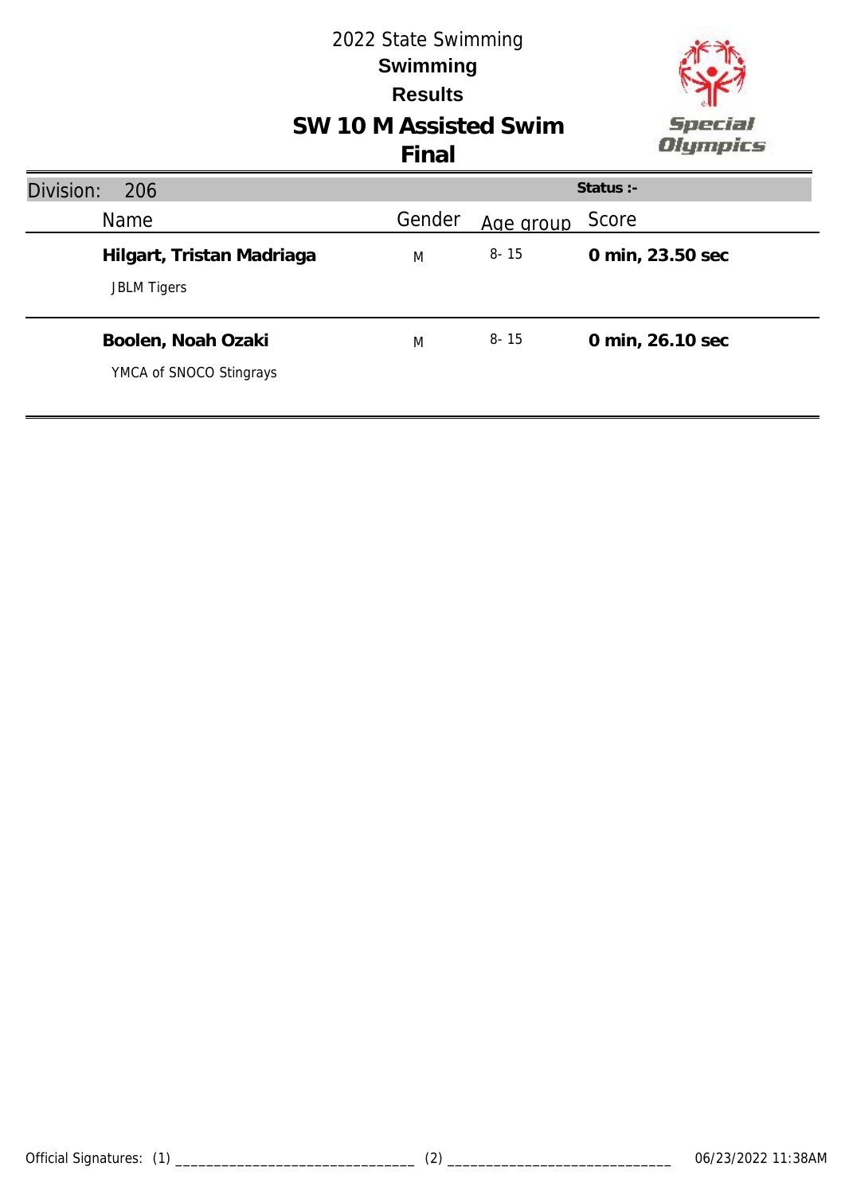2022 State Swimming

**Swimming**

**Results**

# SW 10 M Assisted Swim

## Final

Division: 206 | Status :-

| Name | Gender | Age group | Score |
|---|---|---|---|
| **Hilgart, Tristan Madriaga**<br>JBLM Tigers | M | 8- 15 | **0 min, 23.50 sec** |
| **Boolen, Noah Ozaki**<br>YMCA of SNOCO Stingrays | M | 8- 15 | **0 min, 26.10 sec** |

Official Signatures: (1) ______________________________ (2) ____________________________ 06/23/2022 11:38AM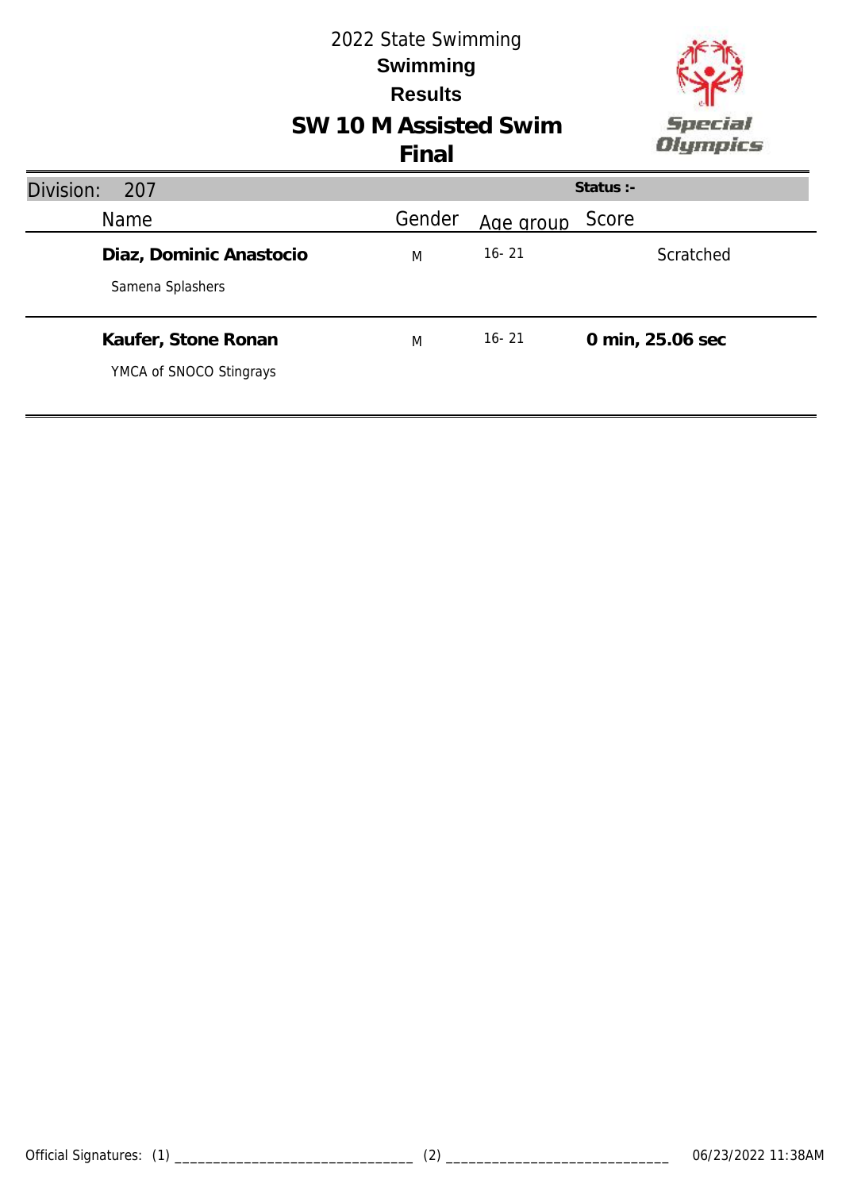# 2022 State Swimming

## Swimming

## Results

## SW 10 M Assisted Swim

## Final

Division: 207

Status :-

| Name | Gender | Age group | Score |
|---|---|---|---|
| **Diaz, Dominic Anastocio**<br>Samena Splashers | M | 16- 21 | Scratched |
| **Kaufer, Stone Ronan**<br>YMCA of SNOCO Stingrays | M | 16- 21 | **0 min, 25.06 sec** |

Official Signatures: (1) ______________________________ (2) ______________________________ 06/23/2022 11:38AM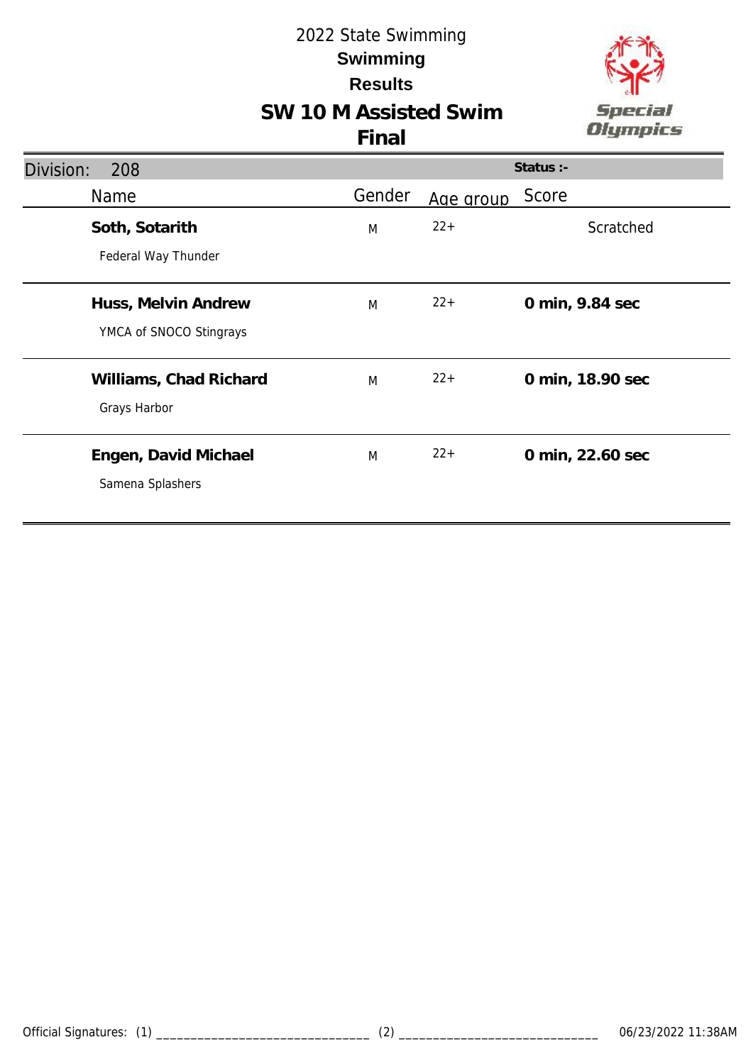2022 State Swimming

**Swimming**

**Results**

# SW 10 M Assisted Swim

## Final

Division: 208

Status :-

| Name | Gender | Age group | Score |
|---|---|---|---|
| **Soth, Sotarith**<br>Federal Way Thunder | M | 22+ | Scratched |
| **Huss, Melvin Andrew**<br>YMCA of SNOCO Stingrays | M | 22+ | **0 min, 9.84 sec** |
| **Williams, Chad Richard**<br>Grays Harbor | M | 22+ | **0 min, 18.90 sec** |
| **Engen, David Michael**<br>Samena Splashers | M | 22+ | **0 min, 22.60 sec** |

Official Signatures: (1) _______________________________ (2) _____________________________ 06/23/2022 11:38AM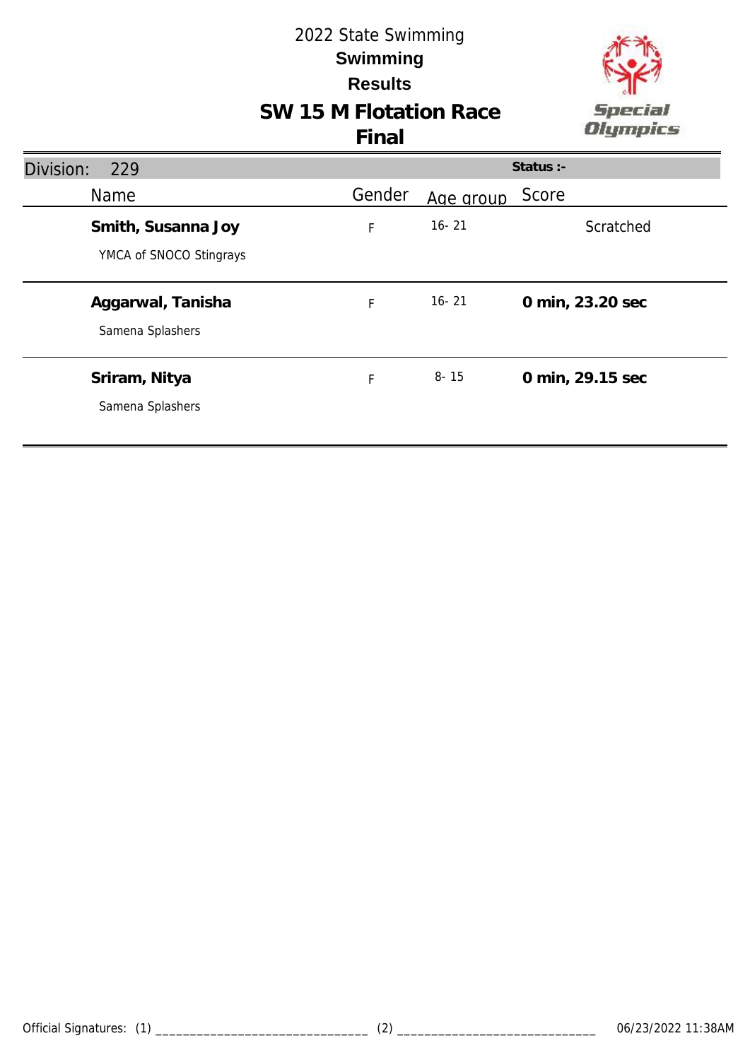2022 State Swimming

**Swimming**

**Results**

# SW 15 M Flotation Race

## Final

Division: 229

Status :-

| Name | Gender | Age group | Score |
|---|---|---|---|
| **Smith, Susanna Joy**<br>YMCA of SNOCO Stingrays | F | 16- 21 | Scratched |
| **Aggarwal, Tanisha**<br>Samena Splashers | F | 16- 21 | **0 min, 23.20 sec** |
| **Sriram, Nitya**<br>Samena Splashers | F | 8- 15 | **0 min, 29.15 sec** |

Official Signatures: (1) ______________________________ (2) ______________________________ 06/23/2022 11:38AM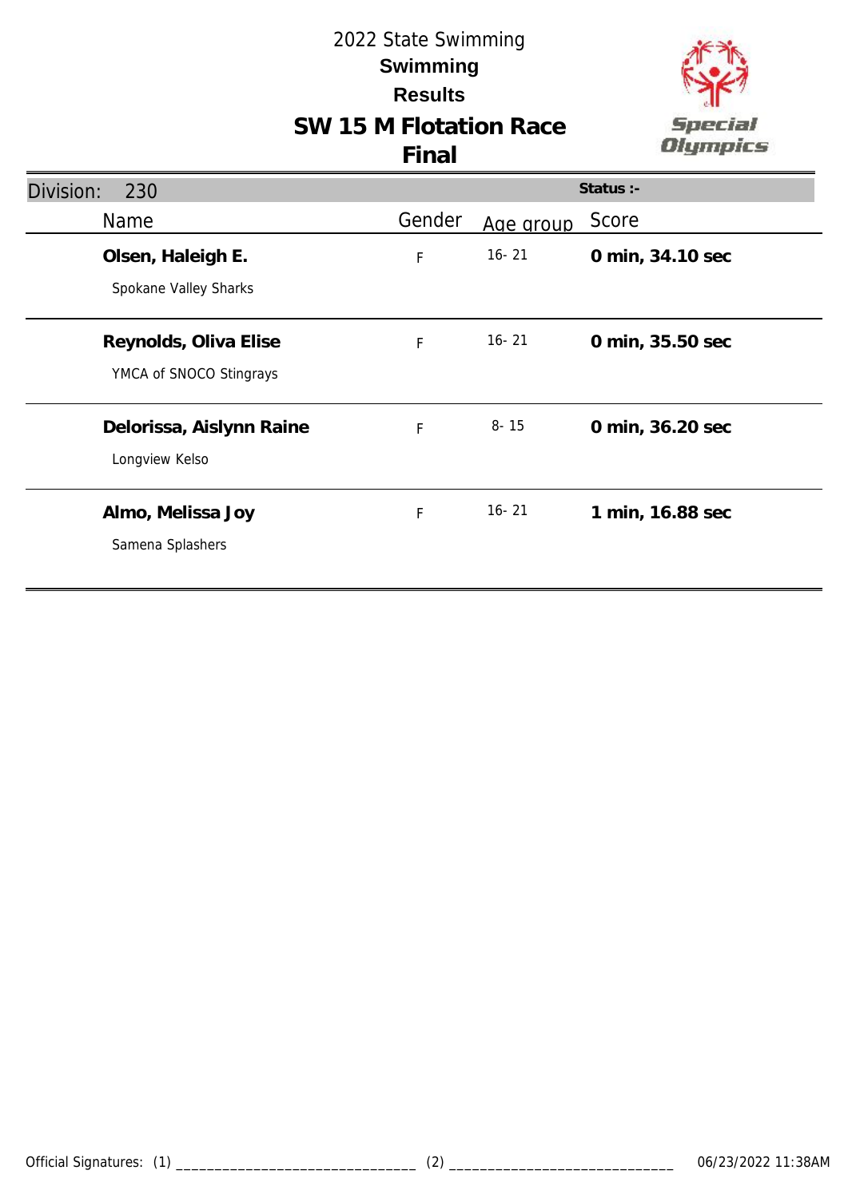2022 State Swimming

**Swimming**

**Results**

# SW 15 M Flotation Race

## Final

| Division: 230 | | | Status :- |
|---|---|---|---|
| Name | Gender | Age group | Score |
| **Olsen, Haleigh E.**<br>Spokane Valley Sharks | F | 16- 21 | **0 min, 34.10 sec** |
| **Reynolds, Oliva Elise**<br>YMCA of SNOCO Stingrays | F | 16- 21 | **0 min, 35.50 sec** |
| **Delorissa, Aislynn Raine**<br>Longview Kelso | F | 8- 15 | **0 min, 36.20 sec** |
| **Almo, Melissa Joy**<br>Samena Splashers | F | 16- 21 | **1 min, 16.88 sec** |

Official Signatures: (1) ______________________________ (2) ____________________________ 06/23/2022 11:38AM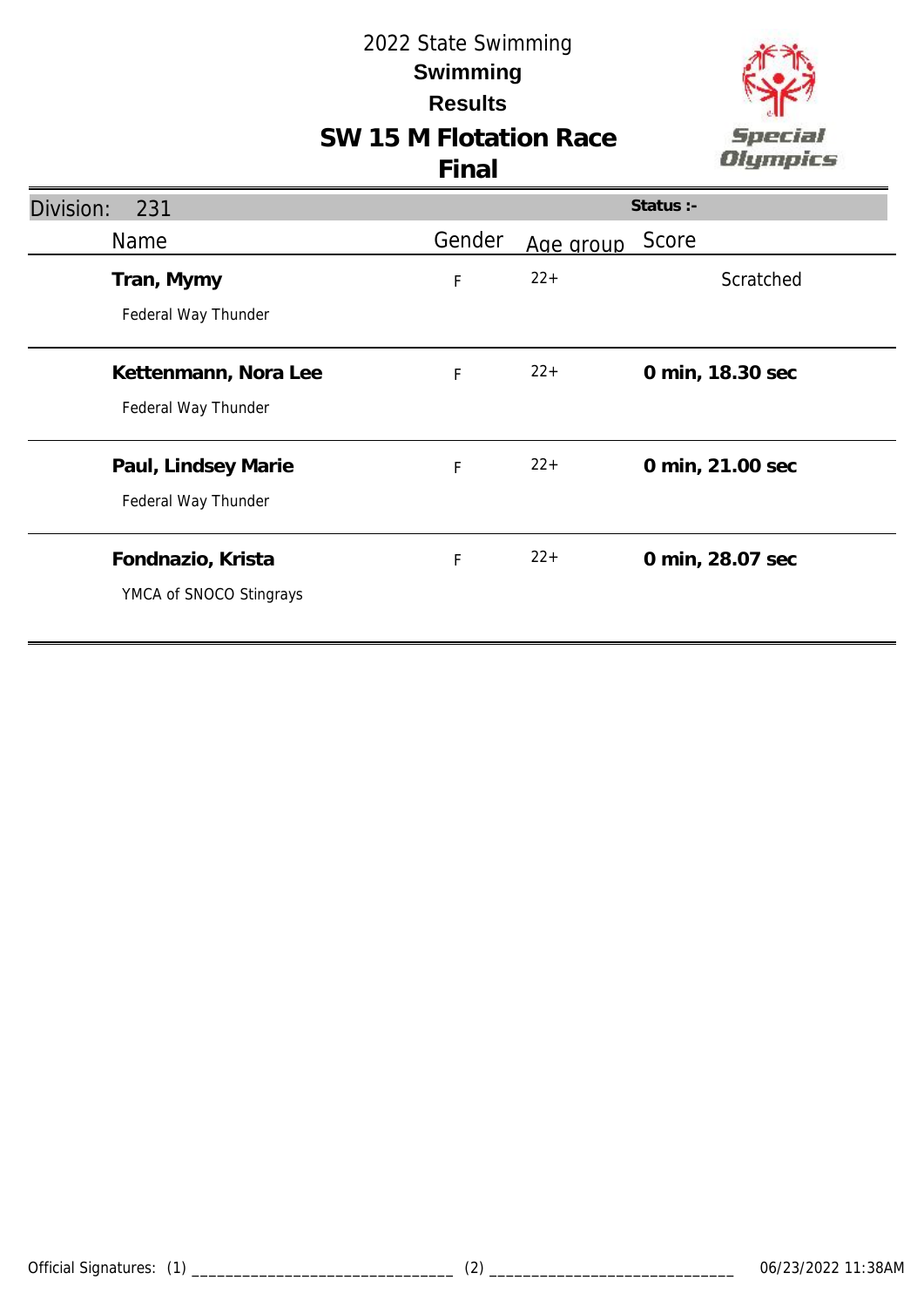2022 State Swimming

**Swimming**

**Results**

# SW 15 M Flotation Race

## Final

Division: 231

Status :-

| Name | Gender | Age group | Score |
|---|---|---|---|
| **Tran, Mymy**<br>Federal Way Thunder | F | 22+ | Scratched |
| **Kettenmann, Nora Lee**<br>Federal Way Thunder | F | 22+ | **0 min, 18.30 sec** |
| **Paul, Lindsey Marie**<br>Federal Way Thunder | F | 22+ | **0 min, 21.00 sec** |
| **Fondnazio, Krista**<br>YMCA of SNOCO Stingrays | F | 22+ | **0 min, 28.07 sec** |

Official Signatures: (1) _______________________________ (2) _____________________________ 06/23/2022 11:38AM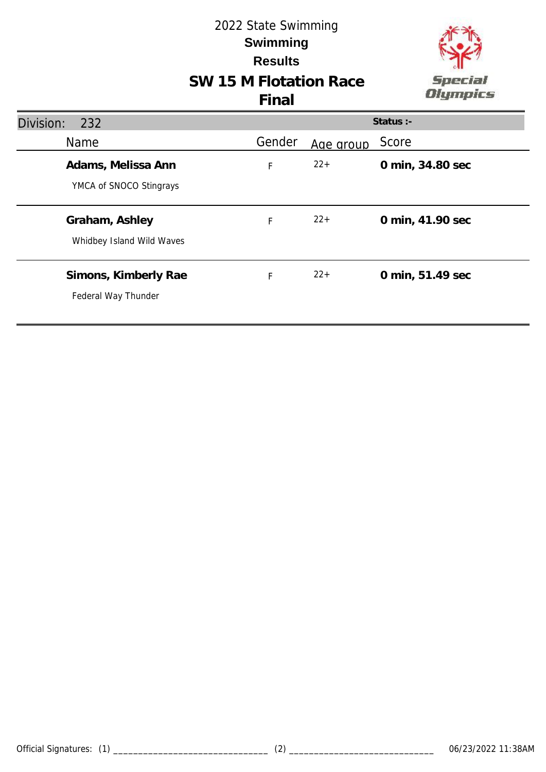2022 State Swimming

**Swimming**

**Results**

# SW 15 M Flotation Race

## Final

| Division: 232 | | | Status :- |
|---|---|---|---|
| Name | Gender | Age group | Score |
| **Adams, Melissa Ann**<br>YMCA of SNOCO Stingrays | F | 22+ | **0 min, 34.80 sec** |
| **Graham, Ashley**<br>Whidbey Island Wild Waves | F | 22+ | **0 min, 41.90 sec** |
| **Simons, Kimberly Rae**<br>Federal Way Thunder | F | 22+ | **0 min, 51.49 sec** |

Official Signatures: (1) _______________________________ (2) _____________________________ 06/23/2022 11:38AM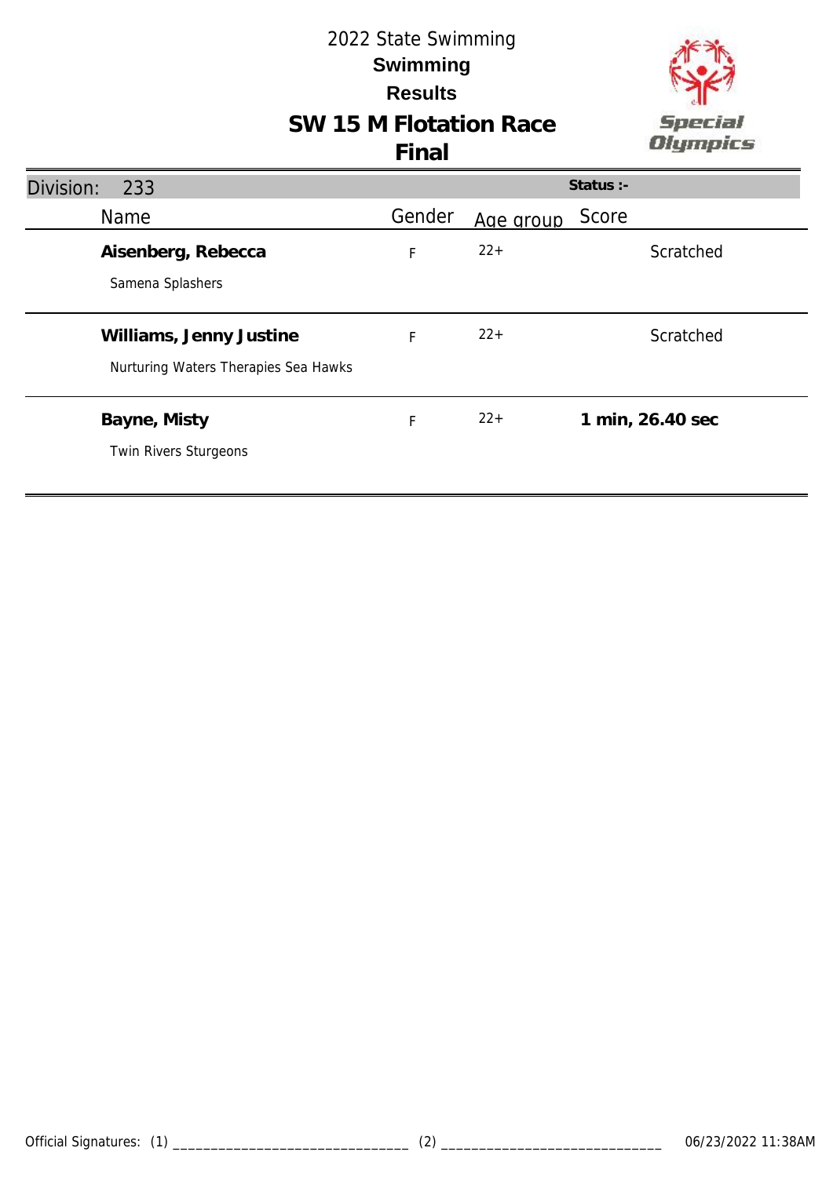2022 State Swimming

**Swimming**

**Results**

# SW 15 M Flotation Race

## Final

| Division: 233 | | | Status :- |
|---|---|---|---|
| Name | Gender | Age group | Score |
| **Aisenberg, Rebecca**<br>Samena Splashers | F | 22+ | Scratched |
| **Williams, Jenny Justine**<br>Nurturing Waters Therapies Sea Hawks | F | 22+ | Scratched |
| **Bayne, Misty**<br>Twin Rivers Sturgeons | F | 22+ | **1 min, 26.40 sec** |

Official Signatures: (1) ______________________________ (2) ______________________________ 06/23/2022 11:38AM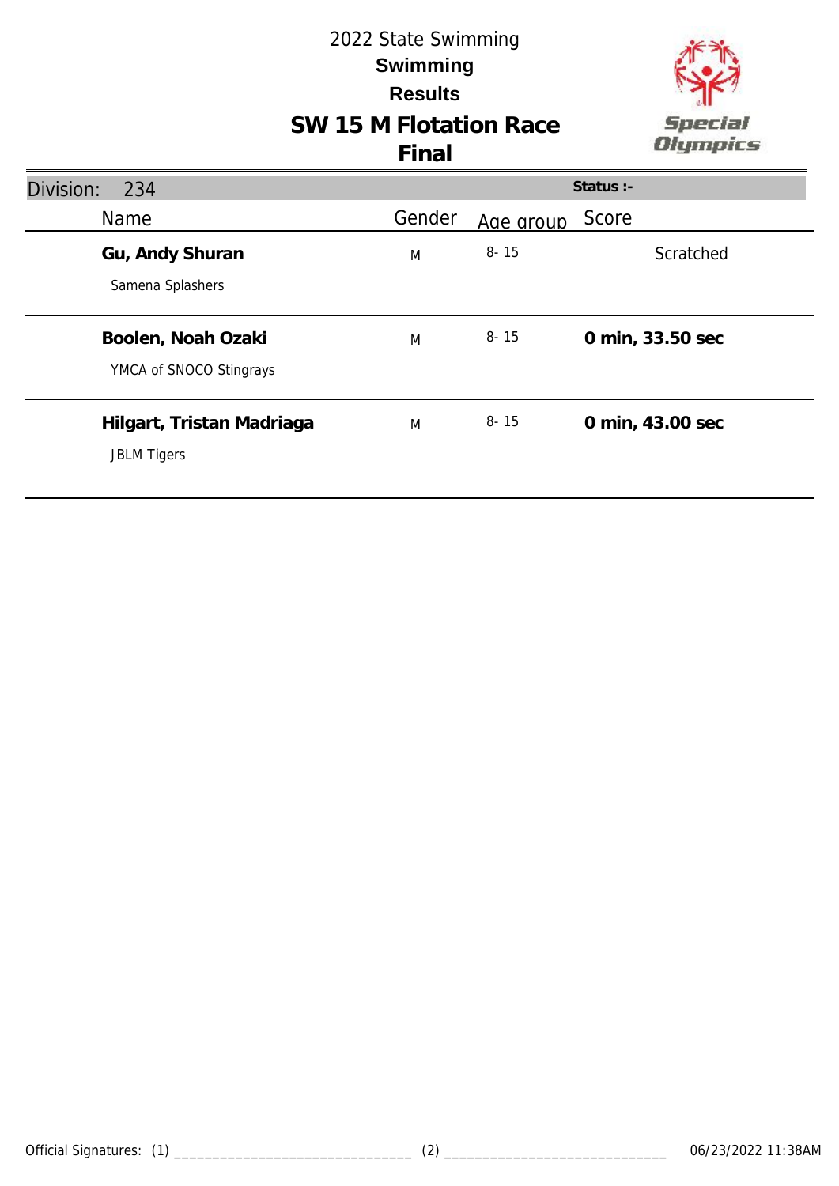2022 State Swimming

**Swimming**

**Results**

# SW 15 M Flotation Race

## Final

Division: 234 | Status :-

| Name | Gender | Age group | Score |
|---|---|---|---|
| **Gu, Andy Shuran**<br>Samena Splashers | M | 8- 15 | Scratched |
| **Boolen, Noah Ozaki**<br>YMCA of SNOCO Stingrays | M | 8- 15 | **0 min, 33.50 sec** |
| **Hilgart, Tristan Madriaga**<br>JBLM Tigers | M | 8- 15 | **0 min, 43.00 sec** |

Official Signatures: (1) _______________________________ (2) _____________________________ 06/23/2022 11:38AM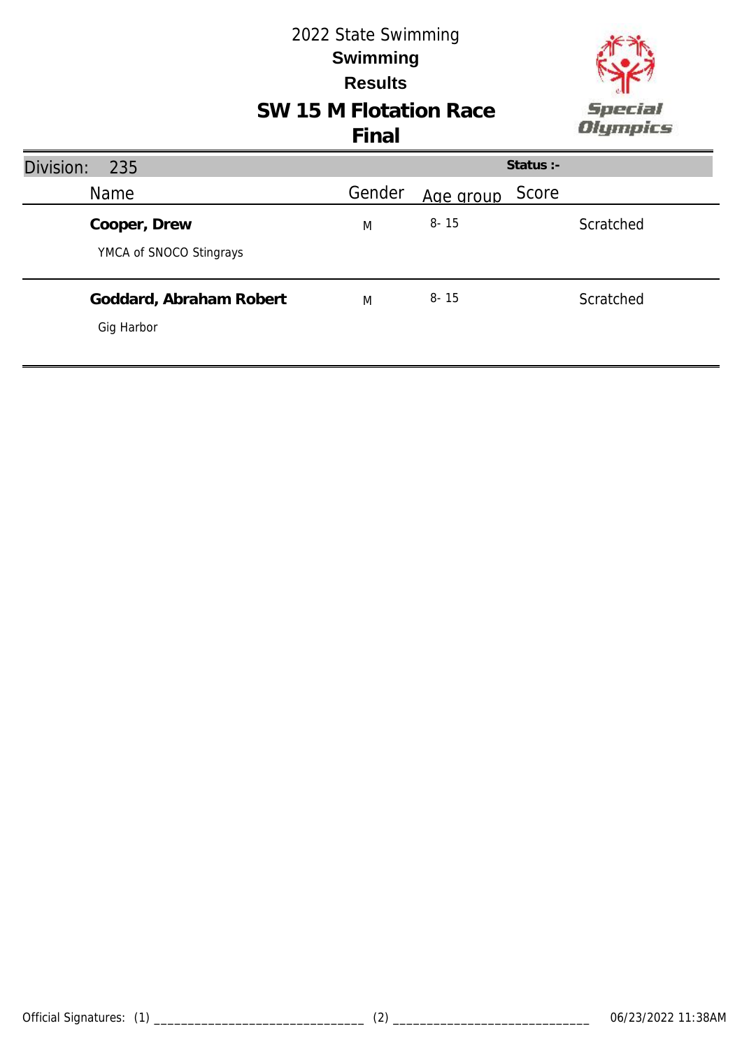2022 State Swimming

**Swimming**

**Results**

# SW 15 M Flotation Race

## Final

Division: 235 | **Status :-**

| Name | Gender | Age group | Score | |
|---|---|---|---|---|
| **Cooper, Drew**<br>YMCA of SNOCO Stingrays | M | 8- 15 | | Scratched |
| **Goddard, Abraham Robert**<br>Gig Harbor | M | 8- 15 | | Scratched |

Official Signatures: (1) ______________________________ (2) ______________________________ 06/23/2022 11:38AM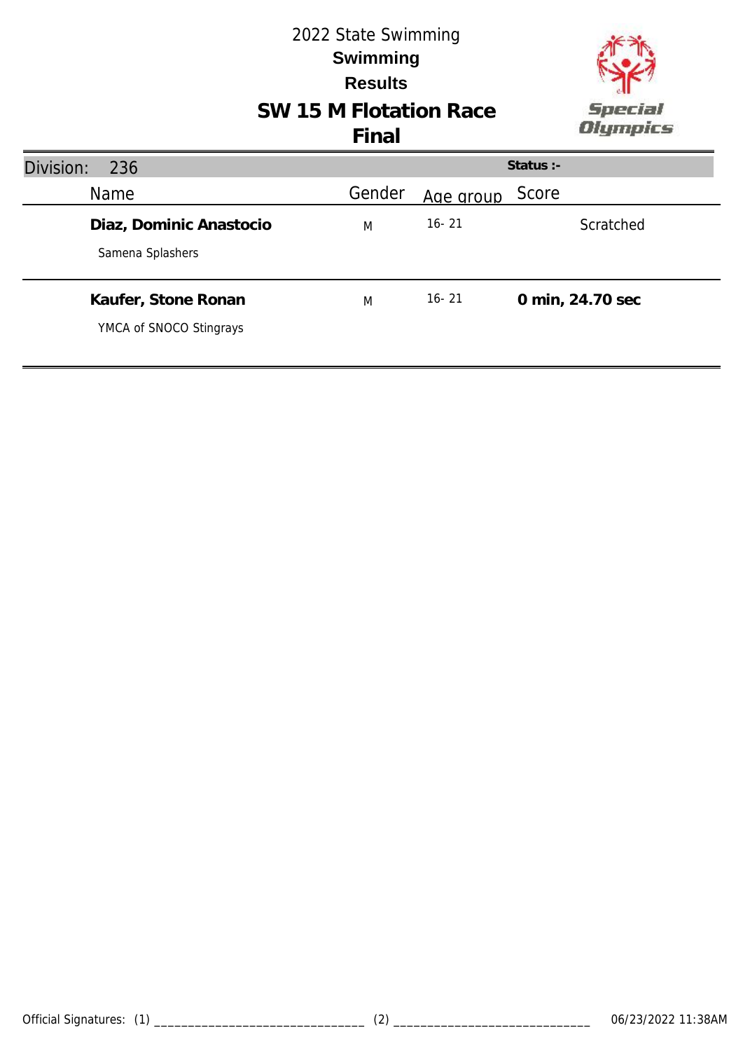2022 State Swimming

**Swimming**

**Results**

# SW 15 M Flotation Race

## Final

Division: 236 | Status :-

| Name | Gender | Age group | Score |
|---|---|---|---|
| **Diaz, Dominic Anastocio**<br>Samena Splashers | M | 16- 21 | Scratched |
| **Kaufer, Stone Ronan**<br>YMCA of SNOCO Stingrays | M | 16- 21 | **0 min, 24.70 sec** |

Official Signatures: (1) _______________________________ (2) _____________________________ 06/23/2022 11:38AM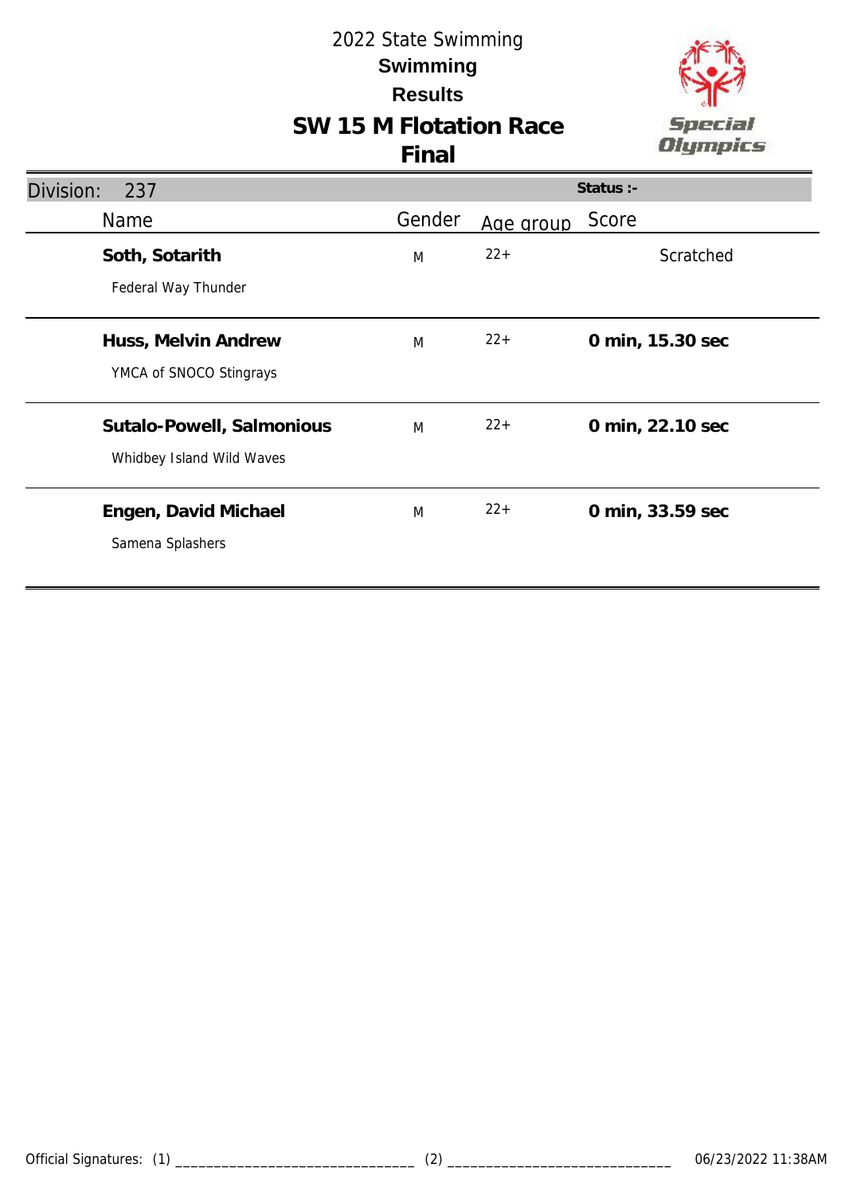2022 State Swimming

**Swimming**

**Results**

# SW 15 M Flotation Race

## Final

| Division: 237 | | | Status :- |
|---|---|---|---|
| Name | Gender | Age group | Score |
| **Soth, Sotarith**<br>Federal Way Thunder | M | 22+ | Scratched |
| **Huss, Melvin Andrew**<br>YMCA of SNOCO Stingrays | M | 22+ | **0 min, 15.30 sec** |
| **Sutalo-Powell, Salmonious**<br>Whidbey Island Wild Waves | M | 22+ | **0 min, 22.10 sec** |
| **Engen, David Michael**<br>Samena Splashers | M | 22+ | **0 min, 33.59 sec** |

Official Signatures: (1) ________________________________ (2) ______________________________ 06/23/2022 11:38AM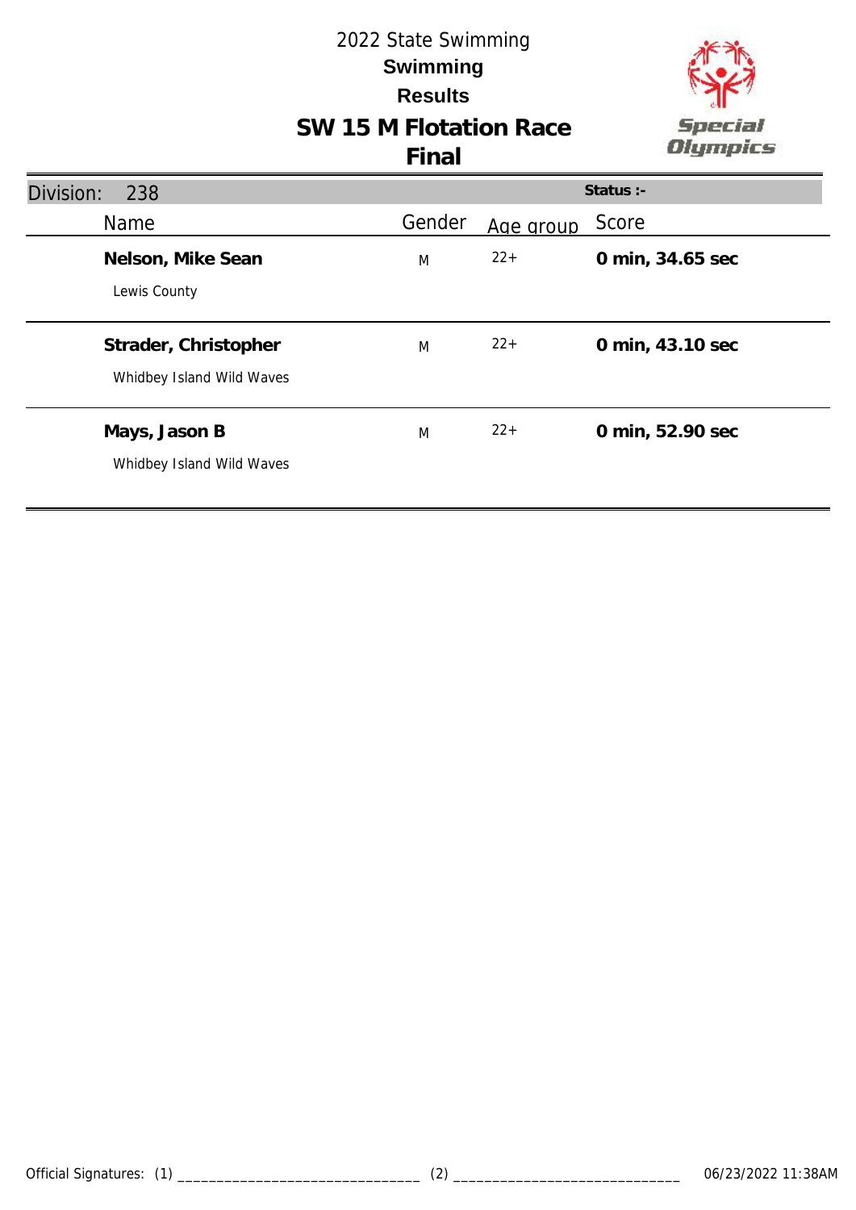2022 State Swimming

**Swimming**

**Results**

# SW 15 M Flotation Race

## Final

Division: 238 | Status :-

| Name | Gender | Age group | Score |
|---|---|---|---|
| **Nelson, Mike Sean**<br>Lewis County | M | 22+ | **0 min, 34.65 sec** |
| **Strader, Christopher**<br>Whidbey Island Wild Waves | M | 22+ | **0 min, 43.10 sec** |
| **Mays, Jason B**<br>Whidbey Island Wild Waves | M | 22+ | **0 min, 52.90 sec** |

Official Signatures: (1) ______________________________ (2) ____________________________ 06/23/2022 11:38AM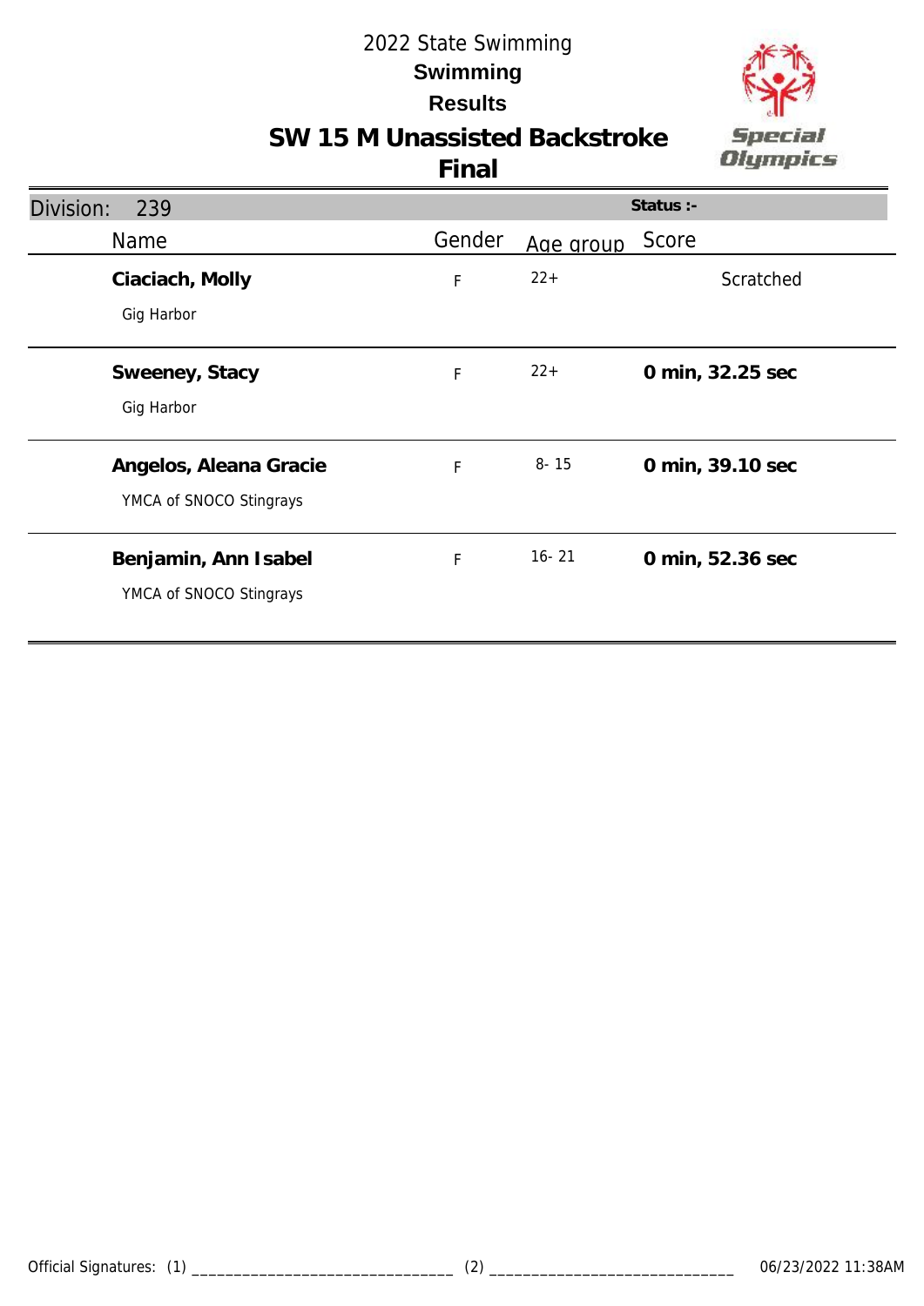2022 State Swimming

**Swimming**

**Results**

# SW 15 M Unassisted Backstroke

## Final

| Division: 239 | | | Status :- |
|---|---|---|---|
| **Name** | **Gender** | **Age group** | **Score** |
| **Ciaciach, Molly**<br>Gig Harbor | F | 22+ | Scratched |
| **Sweeney, Stacy**<br>Gig Harbor | F | 22+ | **0 min, 32.25 sec** |
| **Angelos, Aleana Gracie**<br>YMCA of SNOCO Stingrays | F | 8- 15 | **0 min, 39.10 sec** |
| **Benjamin, Ann Isabel**<br>YMCA of SNOCO Stingrays | F | 16- 21 | **0 min, 52.36 sec** |

Official Signatures: (1) _______________________________ (2) _____________________________ 06/23/2022 11:38AM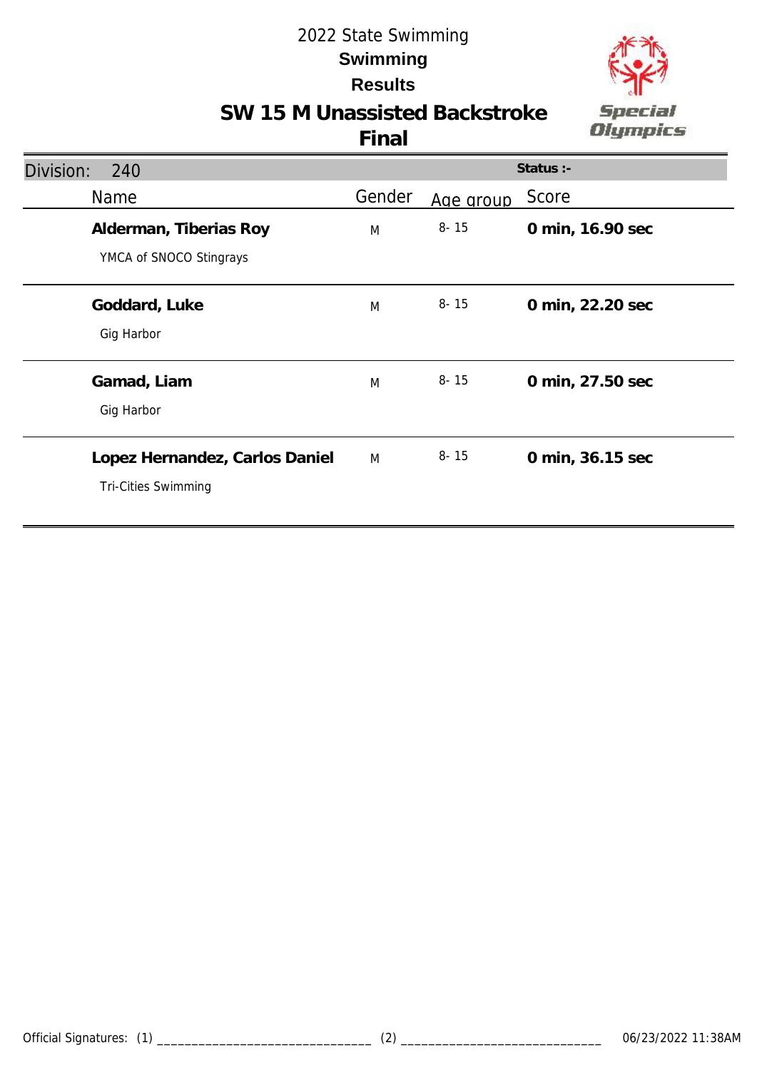2022 State Swimming

**Swimming**

**Results**

# SW 15 M Unassisted Backstroke

## Final

Division: 240

**Status :-**

| Name | Gender | Age group | Score |
|---|---|---|---|
| **Alderman, Tiberias Roy**<br>YMCA of SNOCO Stingrays | M | 8- 15 | **0 min, 16.90 sec** |
| **Goddard, Luke**<br>Gig Harbor | M | 8- 15 | **0 min, 22.20 sec** |
| **Gamad, Liam**<br>Gig Harbor | M | 8- 15 | **0 min, 27.50 sec** |
| **Lopez Hernandez, Carlos Daniel**<br>Tri-Cities Swimming | M | 8- 15 | **0 min, 36.15 sec** |

Official Signatures: (1) _______________________________ (2) _____________________________ 06/23/2022 11:38AM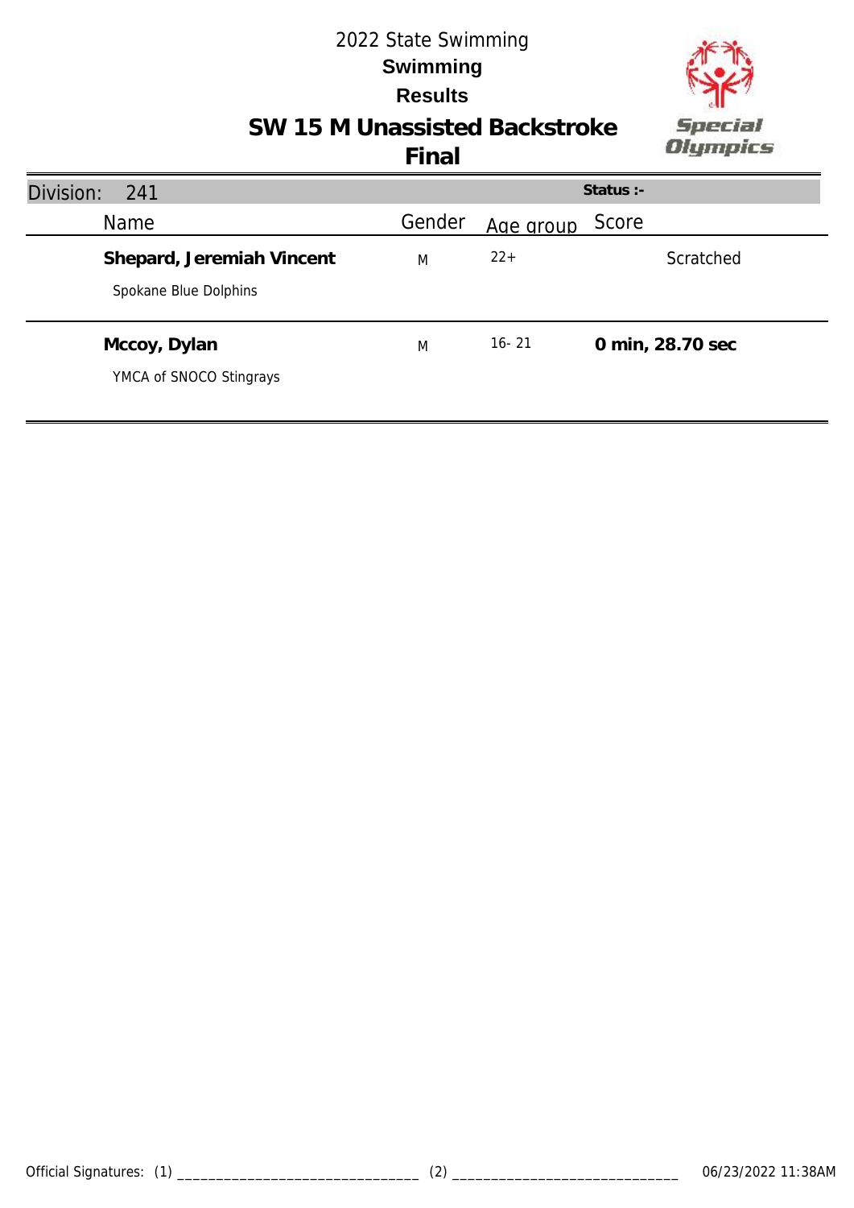2022 State Swimming

**Swimming**

**Results**

# SW 15 M Unassisted Backstroke

## Final

| Division: 241 | | | Status :- |
|---|---|---|---|
| Name | Gender | Age group | Score |
| **Shepard, Jeremiah Vincent**<br>Spokane Blue Dolphins | M | 22+ | Scratched |
| **Mccoy, Dylan**<br>YMCA of SNOCO Stingrays | M | 16- 21 | **0 min, 28.70 sec** |

Official Signatures: (1) ______________________________ (2) ____________________________ 06/23/2022 11:38AM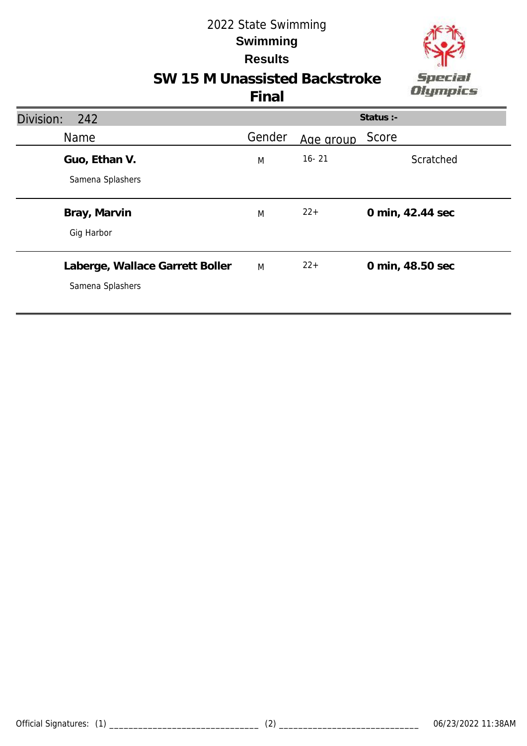2022 State Swimming

**Swimming**

**Results**

# SW 15 M Unassisted Backstroke

## Final

Special Olympics

| Division: 242 | | | Status :- |
|---|---|---|---|
| Name | Gender | Age group | Score |
| **Guo, Ethan V.**<br>Samena Splashers | M | 16- 21 | Scratched |
| **Bray, Marvin**<br>Gig Harbor | M | 22+ | **0 min, 42.44 sec** |
| **Laberge, Wallace Garrett Boller**<br>Samena Splashers | M | 22+ | **0 min, 48.50 sec** |

Official Signatures: (1) _______________________________ (2) _____________________________ 06/23/2022 11:38AM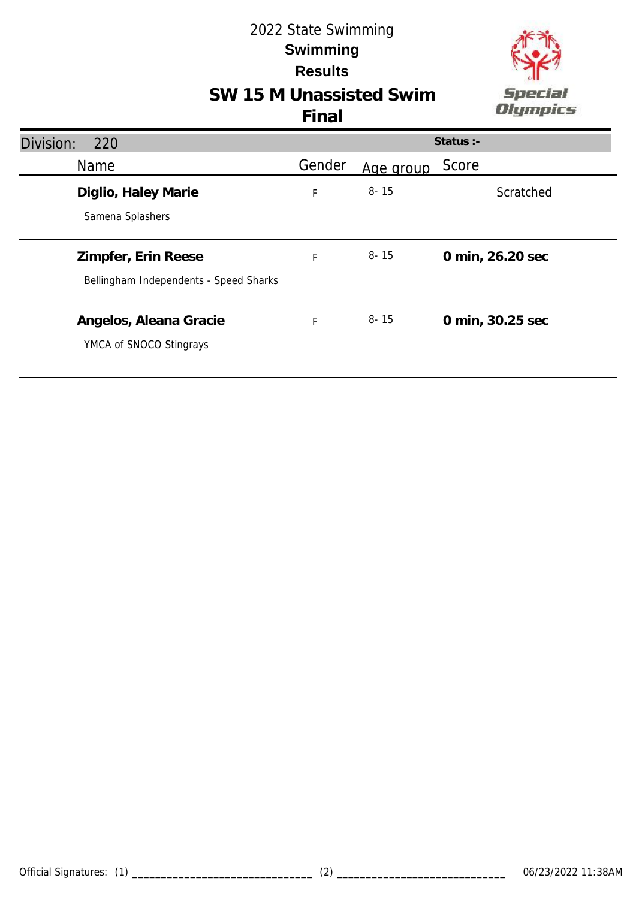2022 State Swimming

**Swimming**

**Results**

# SW 15 M Unassisted Swim

## Final

| Division: 220 | | | Status :- |
|---|---|---|---|
| Name | Gender | Age group | Score |
| **Diglio, Haley Marie**<br>Samena Splashers | F | 8- 15 | Scratched |
| **Zimpfer, Erin Reese**<br>Bellingham Independents - Speed Sharks | F | 8- 15 | **0 min, 26.20 sec** |
| **Angelos, Aleana Gracie**<br>YMCA of SNOCO Stingrays | F | 8- 15 | **0 min, 30.25 sec** |

Official Signatures: (1) _______________________________ (2) _____________________________ 06/23/2022 11:38AM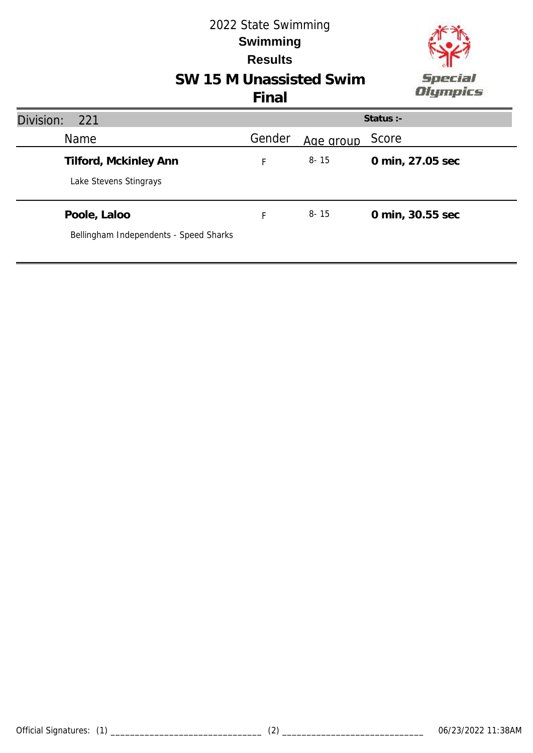2022 State Swimming

**Swimming**

**Results**

# SW 15 M Unassisted Swim

## Final

| Division: 221 | | | Status :- |
|---|---|---|---|
| Name | Gender | Age group | Score |
| **Tilford, Mckinley Ann**<br>Lake Stevens Stingrays | F | 8- 15 | **0 min, 27.05 sec** |
| **Poole, Laloo**<br>Bellingham Independents - Speed Sharks | F | 8- 15 | **0 min, 30.55 sec** |

Official Signatures: (1) ______________________________ (2) ____________________________ 06/23/2022 11:38AM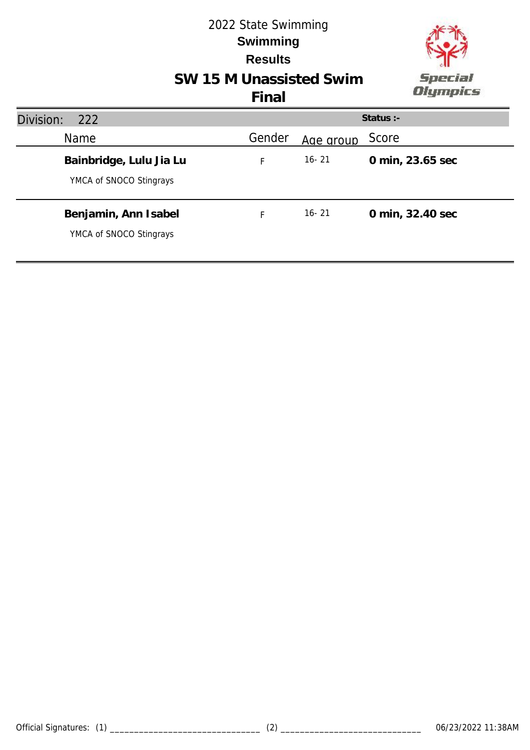# 2022 State Swimming

## Swimming

## Results

## SW 15 M Unassisted Swim

## Final

Division: 222

Status :-

| Name | Gender | Age group | Score |
|---|---|---|---|
| **Bainbridge, Lulu Jia Lu**<br>YMCA of SNOCO Stingrays | F | 16- 21 | **0 min, 23.65 sec** |
| **Benjamin, Ann Isabel**<br>YMCA of SNOCO Stingrays | F | 16- 21 | **0 min, 32.40 sec** |

Official Signatures: (1) ______________________________ (2) ______________________________ 06/23/2022 11:38AM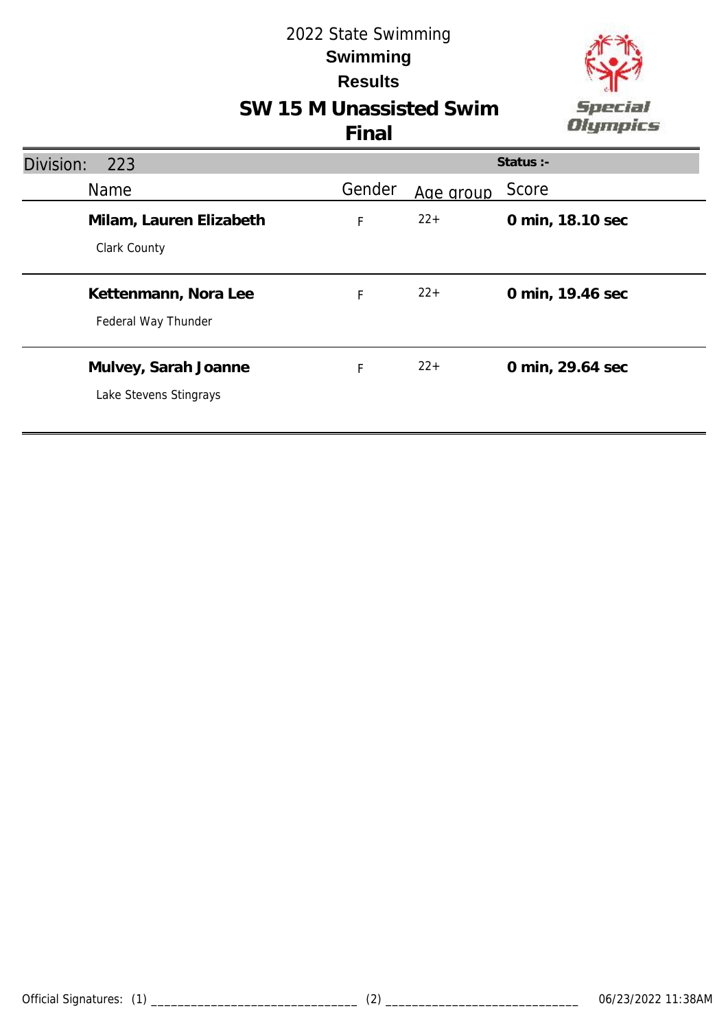2022 State Swimming

**Swimming**

**Results**

# SW 15 M Unassisted Swim

## Final

Division: 223 | Status :-

| Name | Gender | Age group | Score |
|---|---|---|---|
| **Milam, Lauren Elizabeth**<br>Clark County | F | 22+ | **0 min, 18.10 sec** |
| **Kettenmann, Nora Lee**<br>Federal Way Thunder | F | 22+ | **0 min, 19.46 sec** |
| **Mulvey, Sarah Joanne**<br>Lake Stevens Stingrays | F | 22+ | **0 min, 29.64 sec** |

Official Signatures: (1) ______________________________ (2) ______________________________ 06/23/2022 11:38AM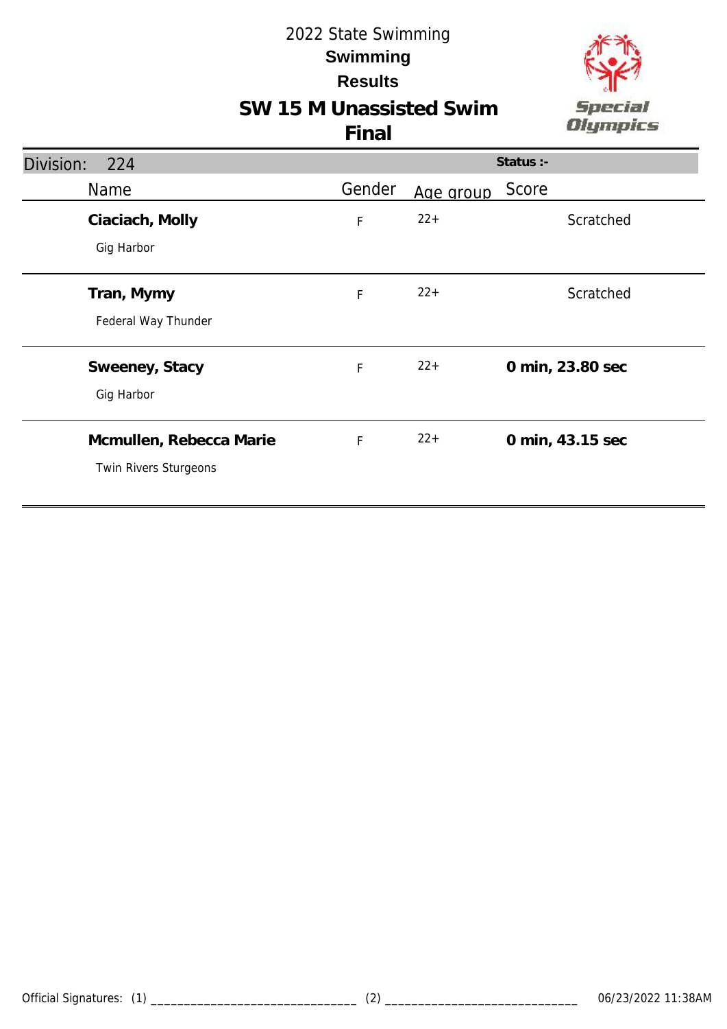2022 State Swimming

**Swimming**

**Results**

# SW 15 M Unassisted Swim

## Final

Division: 224 | **Status :-**

| Name | Gender | Age group | Score |
|---|---|---|---|
| **Ciaciach, Molly**<br>Gig Harbor | F | 22+ | Scratched |
| **Tran, Mymy**<br>Federal Way Thunder | F | 22+ | Scratched |
| **Sweeney, Stacy**<br>Gig Harbor | F | 22+ | **0 min, 23.80 sec** |
| **Mcmullen, Rebecca Marie**<br>Twin Rivers Sturgeons | F | 22+ | **0 min, 43.15 sec** |

Official Signatures: (1) _______________________________ (2) _____________________________ 06/23/2022 11:38AM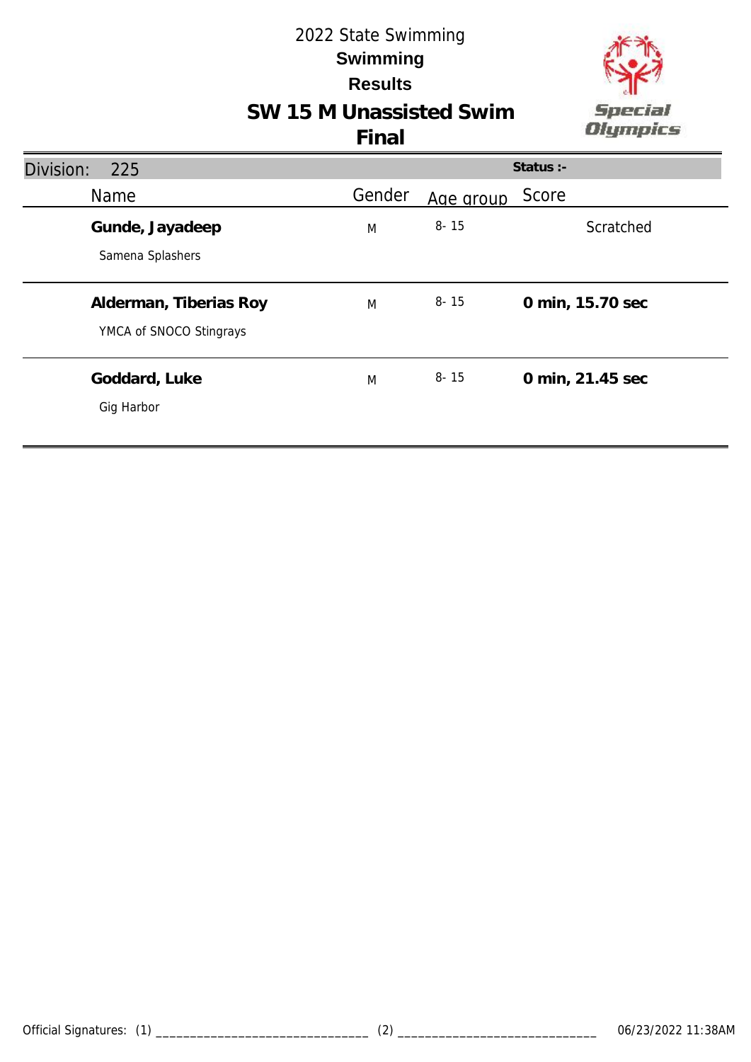2022 State Swimming
**Swimming**
**Results**

# SW 15 M Unassisted Swim
## Final

Division: 225 | **Status :-**

| Name | Gender | Age group | Score |
|---|---|---|---|
| **Gunde, Jayadeep**<br>Samena Splashers | M | 8- 15 | Scratched |
| **Alderman, Tiberias Roy**<br>YMCA of SNOCO Stingrays | M | 8- 15 | **0 min, 15.70 sec** |
| **Goddard, Luke**<br>Gig Harbor | M | 8- 15 | **0 min, 21.45 sec** |

Official Signatures: (1) ______________________________ (2) ______________________________ 06/23/2022 11:38AM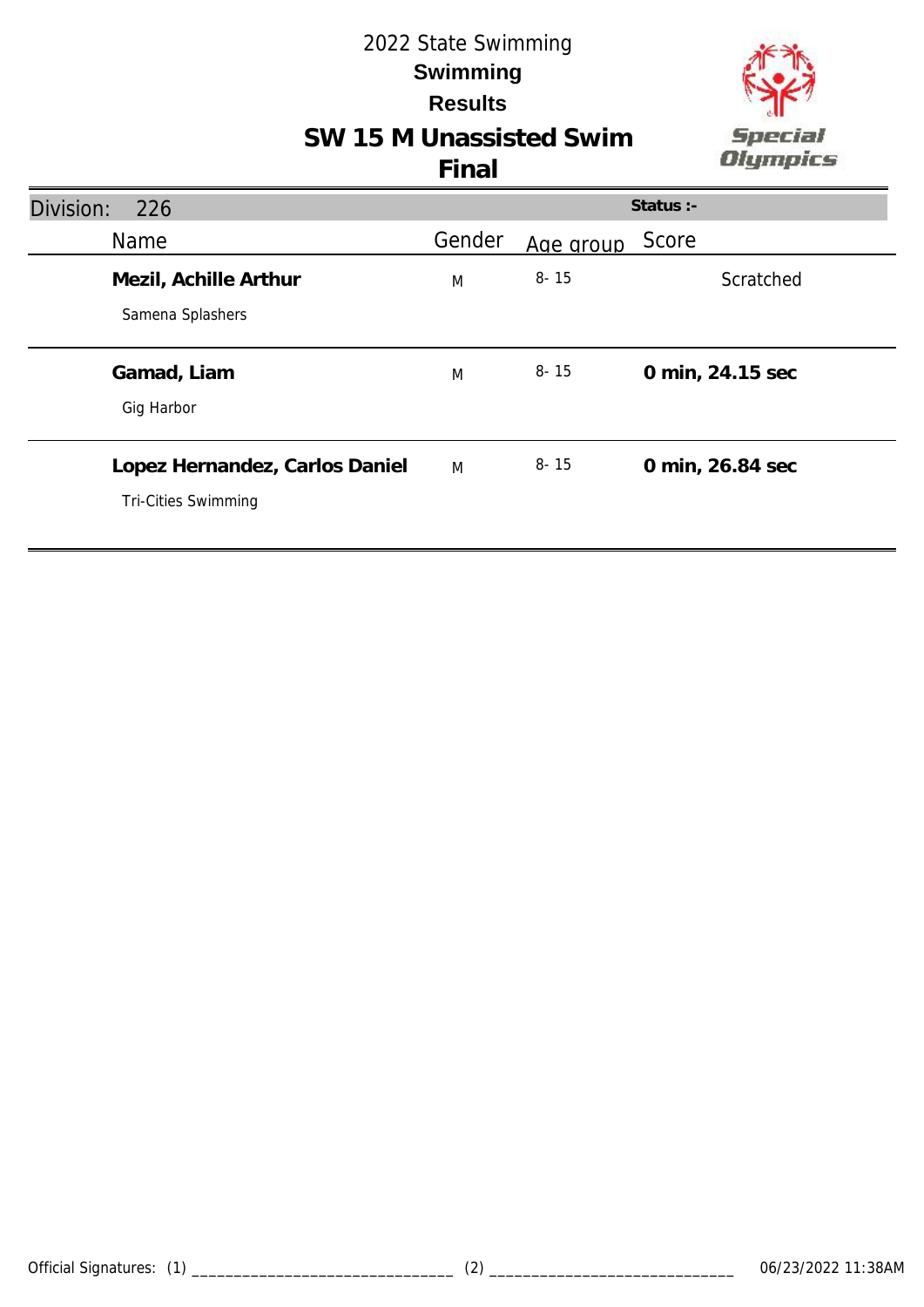2022 State Swimming

**Swimming**

**Results**

# SW 15 M Unassisted Swim

## Final

Division: 226 **Status :-**

| Name | Gender | Age group | Score |
|---|---|---|---|
| **Mezil, Achille Arthur**<br>Samena Splashers | M | 8- 15 | Scratched |
| **Gamad, Liam**<br>Gig Harbor | M | 8- 15 | **0 min, 24.15 sec** |
| **Lopez Hernandez, Carlos Daniel**<br>Tri-Cities Swimming | M | 8- 15 | **0 min, 26.84 sec** |

Official Signatures: (1) ______________________________ (2) ____________________________ 06/23/2022 11:38AM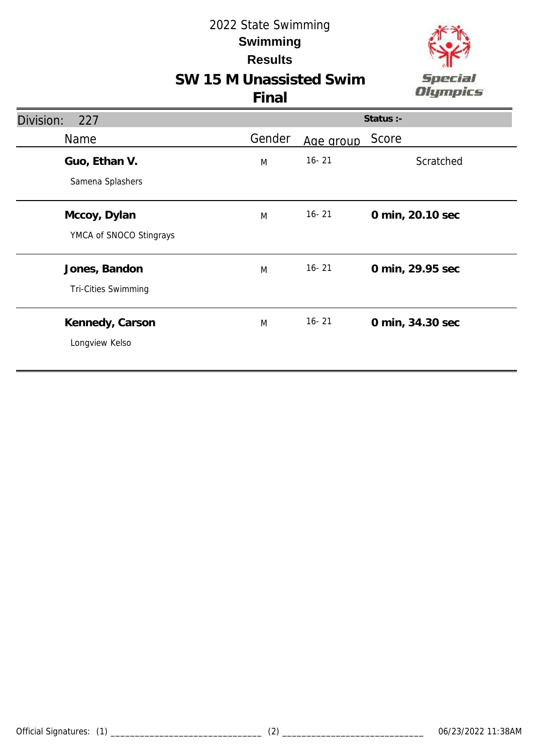2022 State Swimming

**Swimming**

**Results**

# SW 15 M Unassisted Swim

## Final

Division: 227

Status :-

| Name | Gender | Age group | Score |
|---|---|---|---|
| **Guo, Ethan V.**<br>Samena Splashers | M | 16- 21 | Scratched |
| **Mccoy, Dylan**<br>YMCA of SNOCO Stingrays | M | 16- 21 | **0 min, 20.10 sec** |
| **Jones, Bandon**<br>Tri-Cities Swimming | M | 16- 21 | **0 min, 29.95 sec** |
| **Kennedy, Carson**<br>Longview Kelso | M | 16- 21 | **0 min, 34.30 sec** |

Official Signatures: (1) ______________________________ (2) ______________________________ 06/23/2022 11:38AM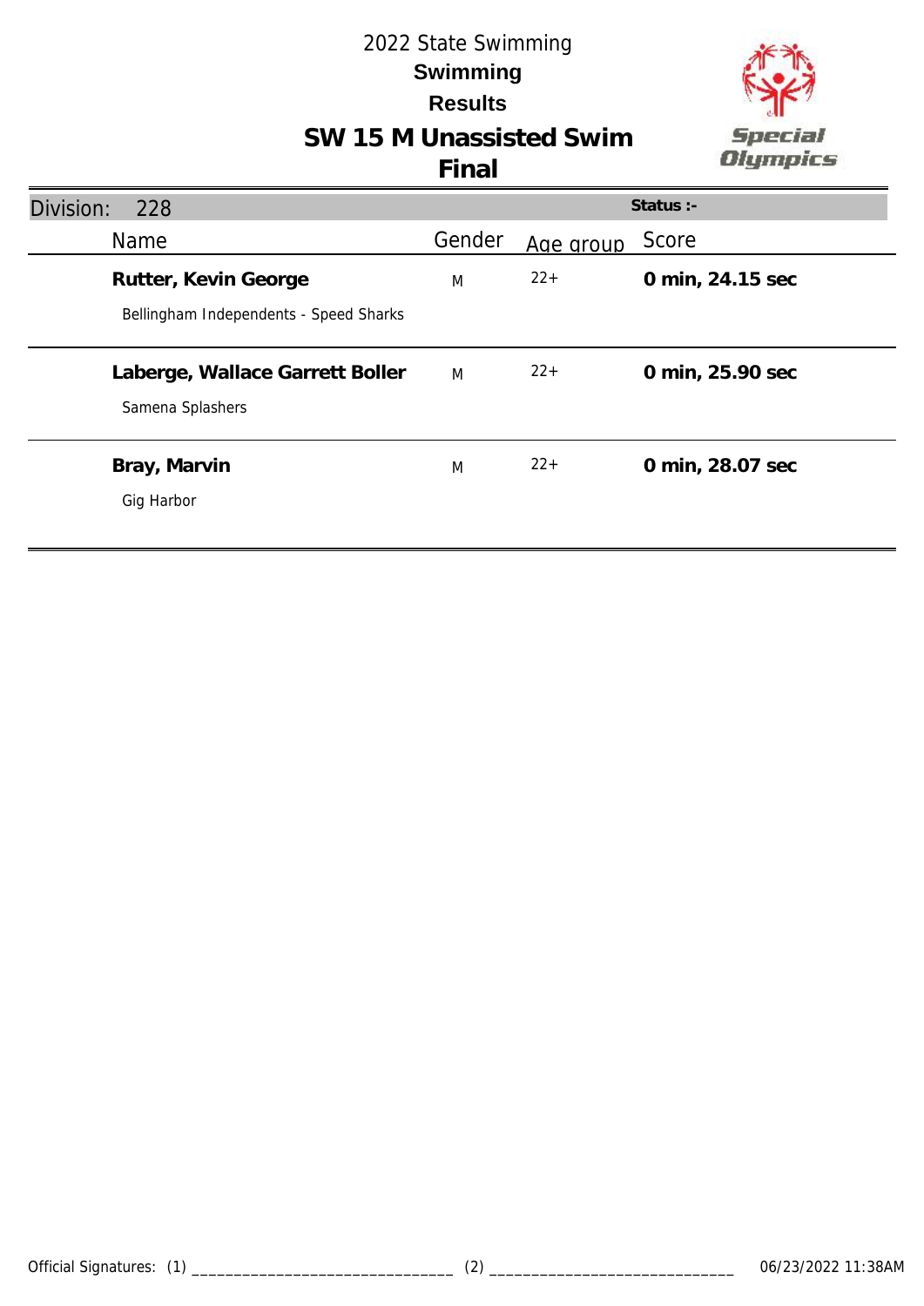2022 State Swimming

**Swimming**

**Results**

# SW 15 M Unassisted Swim

## Final

| Division: 228 | | | Status :- |
|---|---|---|---|
| Name | Gender | Age group | Score |
| **Rutter, Kevin George**<br>Bellingham Independents - Speed Sharks | M | 22+ | **0 min, 24.15 sec** |
| **Laberge, Wallace Garrett Boller**<br>Samena Splashers | M | 22+ | **0 min, 25.90 sec** |
| **Bray, Marvin**<br>Gig Harbor | M | 22+ | **0 min, 28.07 sec** |

Official Signatures: (1) ______________________________ (2) ____________________________ 06/23/2022 11:38AM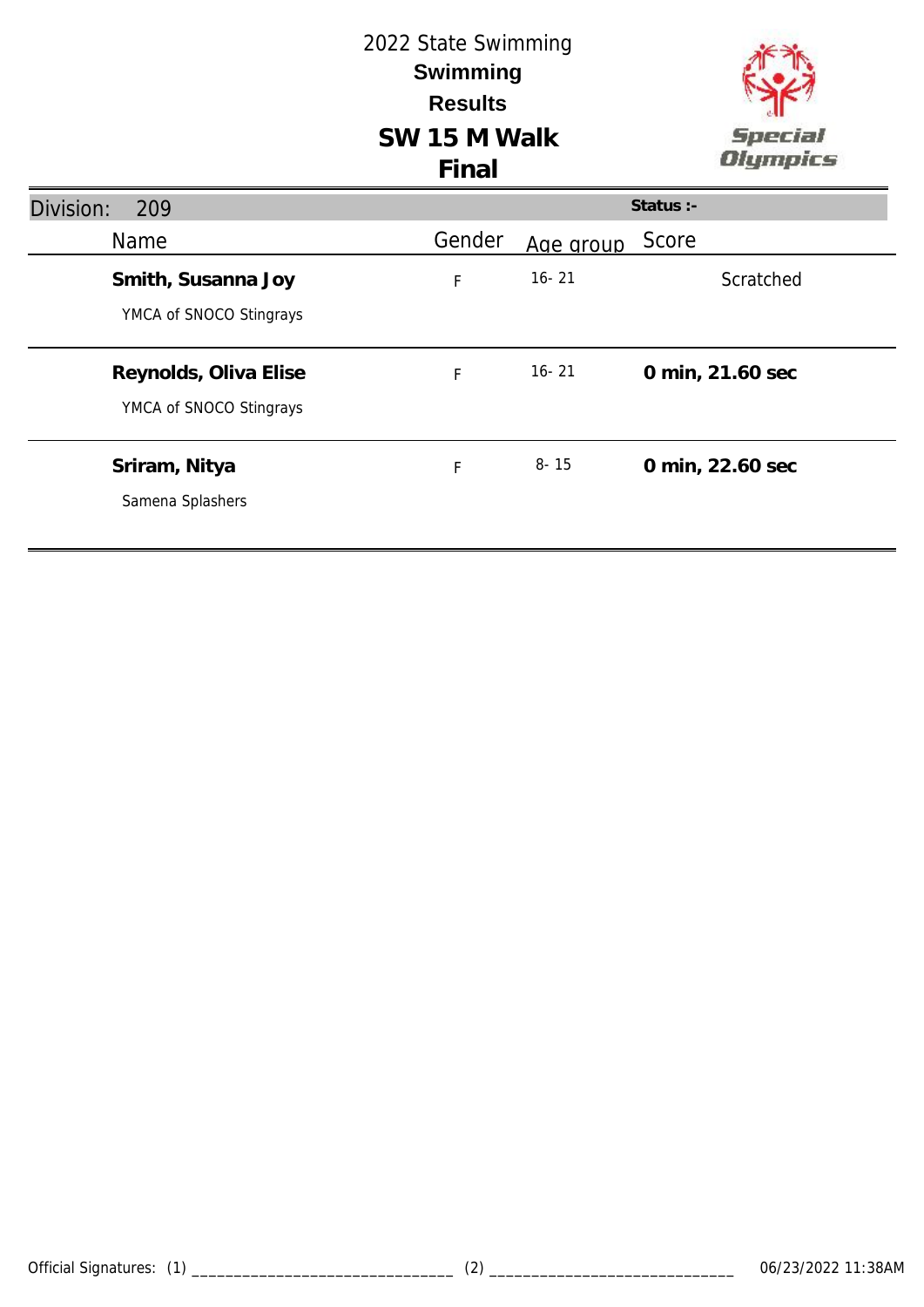2022 State Swimming

**Swimming**

**Results**

# SW 15 M Walk

## Final

Division: 209 | **Status :-**

| Name | Gender | Age group | Score |
|---|---|---|---|
| **Smith, Susanna Joy**<br>YMCA of SNOCO Stingrays | F | 16- 21 | Scratched |
| **Reynolds, Oliva Elise**<br>YMCA of SNOCO Stingrays | F | 16- 21 | **0 min, 21.60 sec** |
| **Sriram, Nitya**<br>Samena Splashers | F | 8- 15 | **0 min, 22.60 sec** |

Official Signatures: (1) ______________________________ (2) ____________________________ 06/23/2022 11:38AM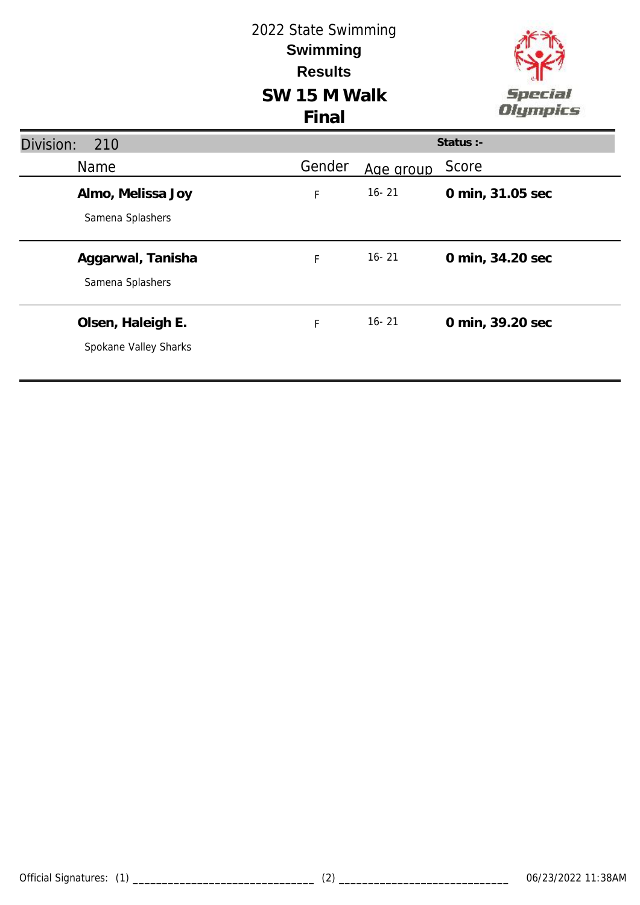2022 State Swimming

**Swimming**

**Results**

# SW 15 M Walk

## Final

Division: 210

Status :-

| Name | Gender | Age group | Score |
|---|---|---|---|
| **Almo, Melissa Joy**<br>Samena Splashers | F | 16- 21 | **0 min, 31.05 sec** |
| **Aggarwal, Tanisha**<br>Samena Splashers | F | 16- 21 | **0 min, 34.20 sec** |
| **Olsen, Haleigh E.**<br>Spokane Valley Sharks | F | 16- 21 | **0 min, 39.20 sec** |

Official Signatures: (1) ______________________________ (2) ____________________________ 06/23/2022 11:38AM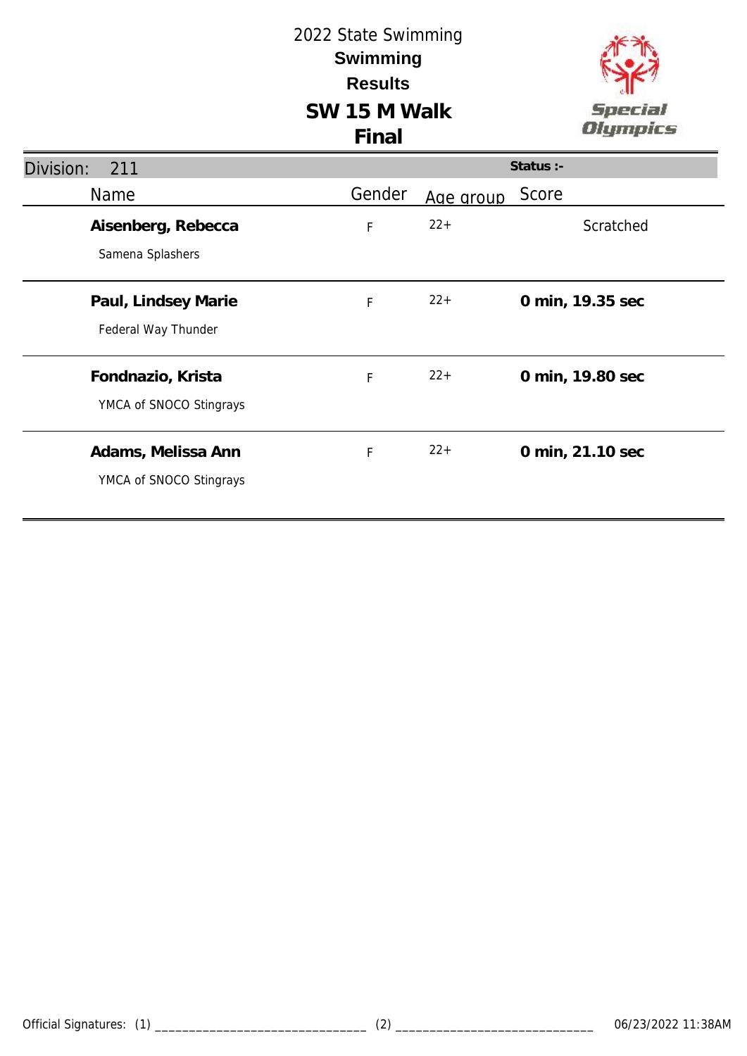# 2022 State Swimming

## Swimming

## Results

## SW 15 M Walk

## Final

Division: 211

Status :-

| Name | Gender | Age group | Score |
|---|---|---|---|
| **Aisenberg, Rebecca**<br>Samena Splashers | F | 22+ | Scratched |
| **Paul, Lindsey Marie**<br>Federal Way Thunder | F | 22+ | **0 min, 19.35 sec** |
| **Fondnazio, Krista**<br>YMCA of SNOCO Stingrays | F | 22+ | **0 min, 19.80 sec** |
| **Adams, Melissa Ann**<br>YMCA of SNOCO Stingrays | F | 22+ | **0 min, 21.10 sec** |

Official Signatures: (1) _______________________________ (2) _____________________________ 06/23/2022 11:38AM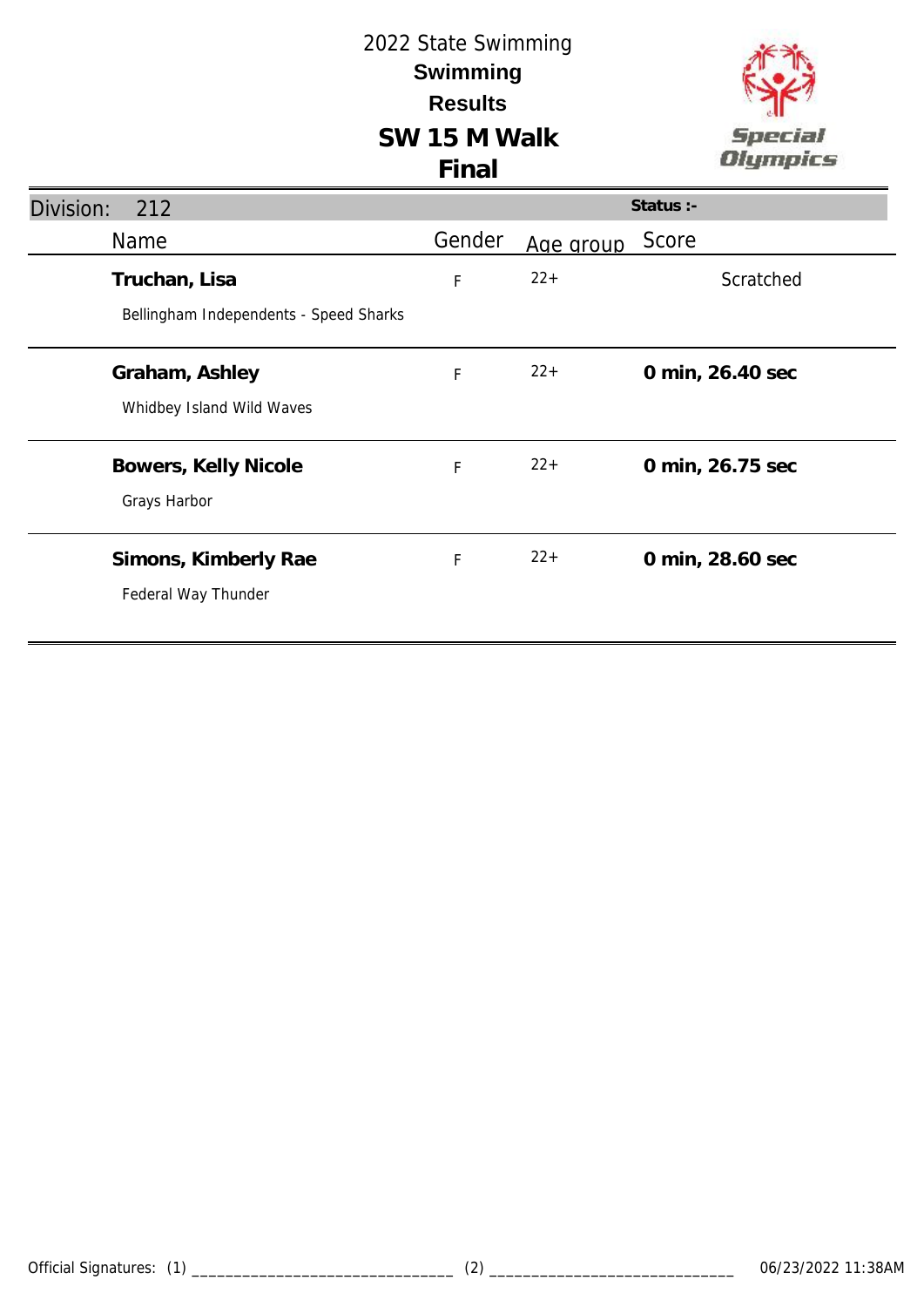2022 State Swimming

**Swimming**

**Results**

# SW 15 M Walk

## Final

Division: 212

Status :-

| Name | Gender | Age group | Score |
| --- | --- | --- | --- |
| **Truchan, Lisa**<br>Bellingham Independents - Speed Sharks | F | 22+ | Scratched |
| **Graham, Ashley**<br>Whidbey Island Wild Waves | F | 22+ | **0 min, 26.40 sec** |
| **Bowers, Kelly Nicole**<br>Grays Harbor | F | 22+ | **0 min, 26.75 sec** |
| **Simons, Kimberly Rae**<br>Federal Way Thunder | F | 22+ | **0 min, 28.60 sec** |

Official Signatures: (1) _______________________________ (2) _____________________________ 06/23/2022 11:38AM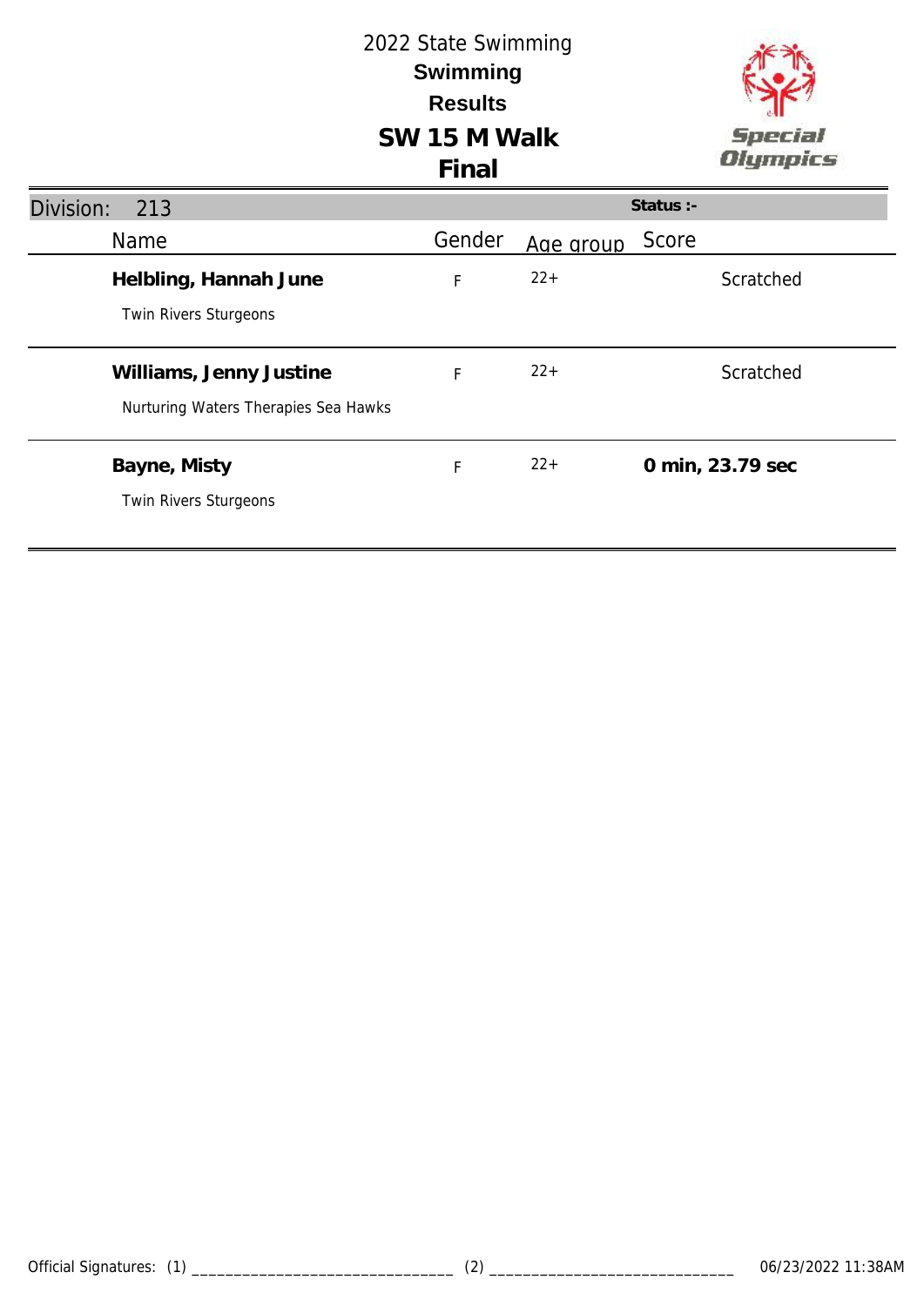2022 State Swimming

**Swimming**

**Results**

# SW 15 M Walk

**Final**

Division: 213 | Status :-

| Name | Gender | Age group | Score |
|---|---|---|---|
| **Helbling, Hannah June**<br>Twin Rivers Sturgeons | F | 22+ | Scratched |
| **Williams, Jenny Justine**<br>Nurturing Waters Therapies Sea Hawks | F | 22+ | Scratched |
| **Bayne, Misty**<br>Twin Rivers Sturgeons | F | 22+ | **0 min, 23.79 sec** |

Official Signatures: (1) _______________________________ (2) _____________________________ 06/23/2022 11:38AM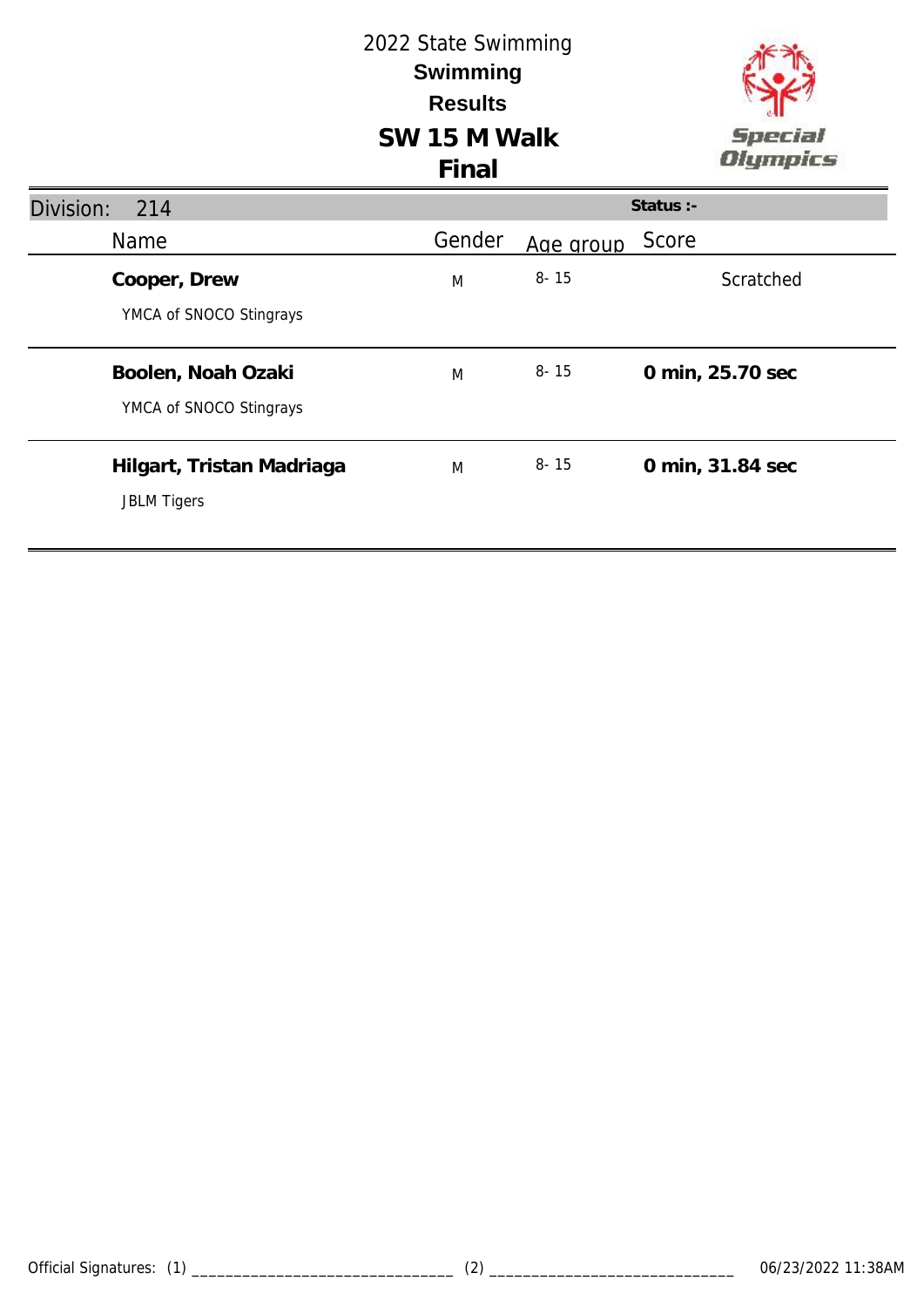# 2022 State Swimming

## Swimming

## Results

## SW 15 M Walk

## Final

Division: 214

Status :-

| Name | Gender | Age group | Score |
|---|---|---|---|
| **Cooper, Drew**<br>YMCA of SNOCO Stingrays | M | 8- 15 | Scratched |
| **Boolen, Noah Ozaki**<br>YMCA of SNOCO Stingrays | M | 8- 15 | **0 min, 25.70 sec** |
| **Hilgart, Tristan Madriaga**<br>JBLM Tigers | M | 8- 15 | **0 min, 31.84 sec** |

Official Signatures: (1) _______________________________ (2) _____________________________ 06/23/2022 11:38AM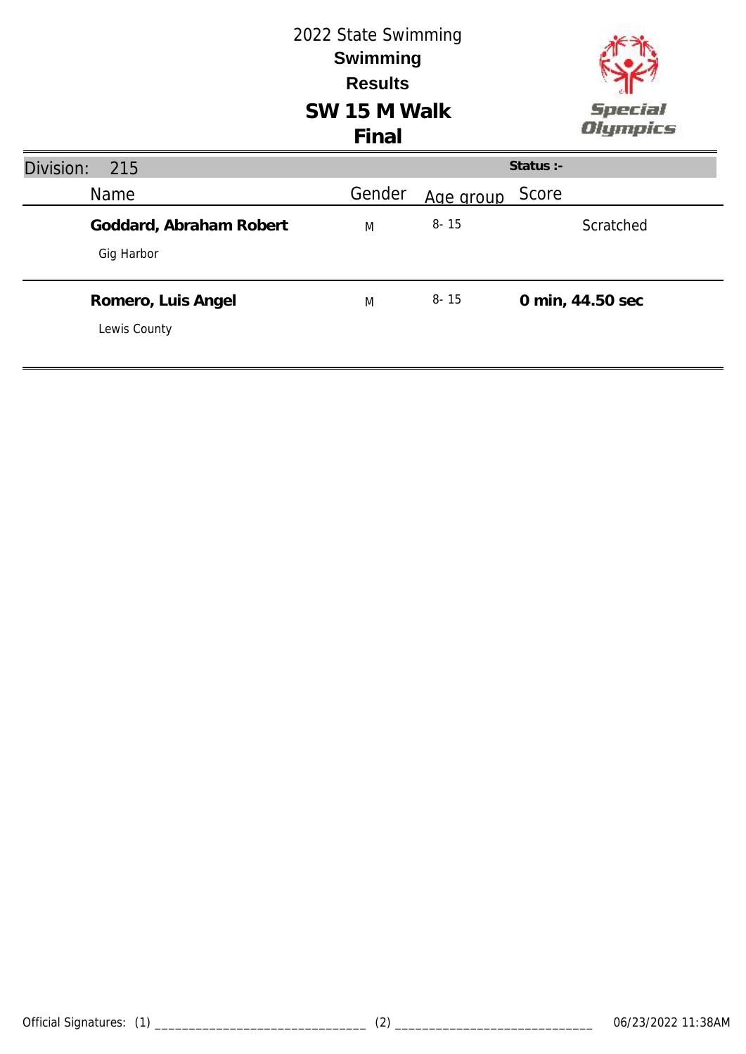2022 State Swimming

**Swimming**

**Results**

# SW 15 M Walk

## Final

| Division: 215 | | | Status :- |
|---|---|---|---|
| Name | Gender | Age group | Score |
| **Goddard, Abraham Robert**<br>Gig Harbor | M | 8- 15 | Scratched |
| **Romero, Luis Angel**<br>Lewis County | M | 8- 15 | **0 min, 44.50 sec** |

Official Signatures: (1) ______________________________ (2) ______________________________ 06/23/2022 11:38AM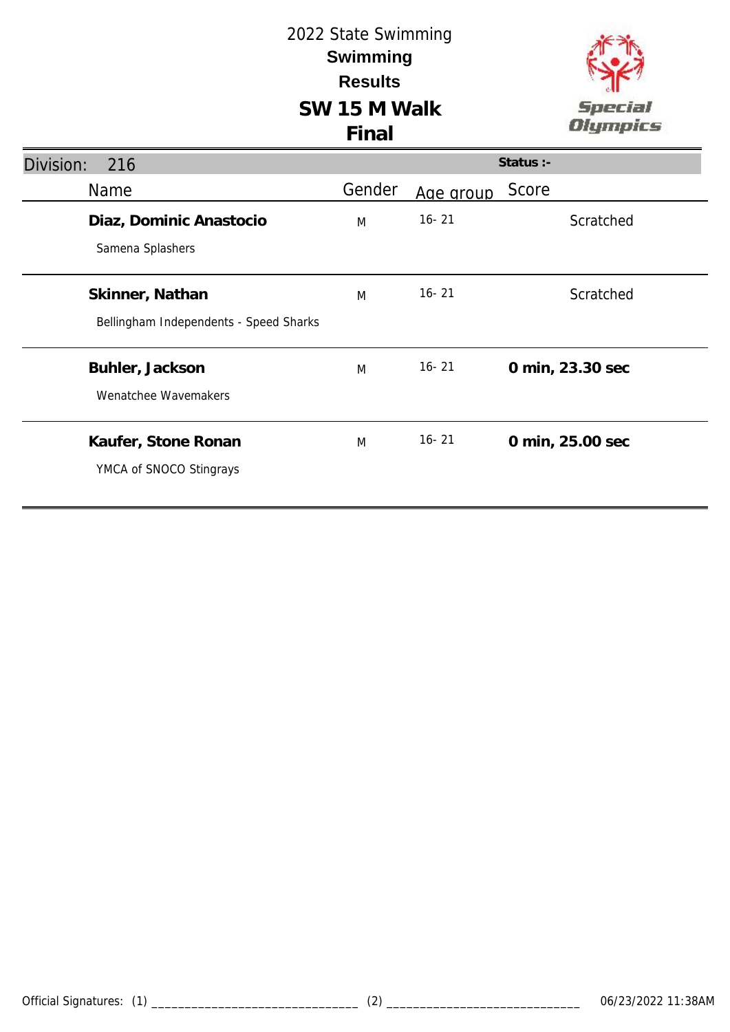# 2022 State Swimming

## Swimming

## Results

## SW 15 M Walk

## Final

| Division: 216 | | | Status :- |
|---|---|---|---|
| **Name** | **Gender** | **Age group** | **Score** |
| **Diaz, Dominic Anastocio**<br>Samena Splashers | M | 16- 21 | Scratched |
| **Skinner, Nathan**<br>Bellingham Independents - Speed Sharks | M | 16- 21 | Scratched |
| **Buhler, Jackson**<br>Wenatchee Wavemakers | M | 16- 21 | **0 min, 23.30 sec** |
| **Kaufer, Stone Ronan**<br>YMCA of SNOCO Stingrays | M | 16- 21 | **0 min, 25.00 sec** |

Official Signatures: (1) ______________________________ (2) ______________________________ 06/23/2022 11:38AM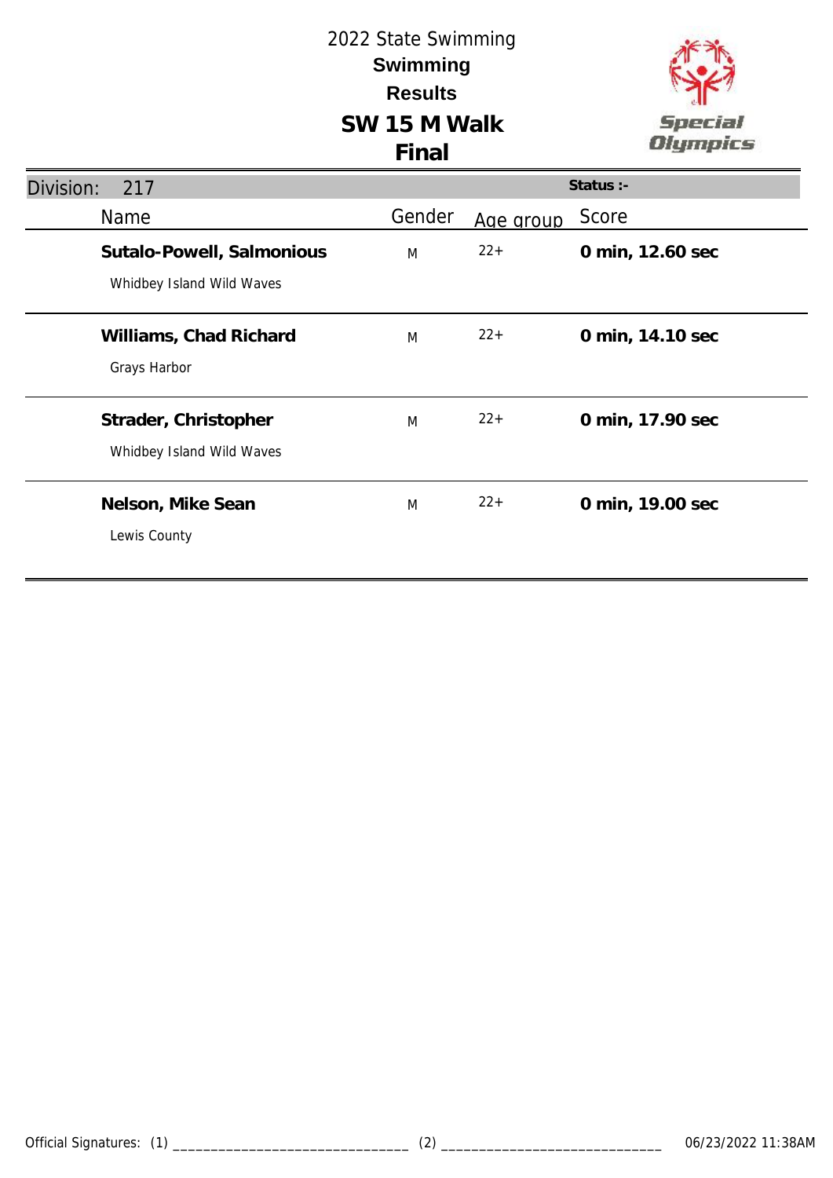2022 State Swimming

**Swimming**

**Results**

# SW 15 M Walk

**Final**

Division: 217 **Status :-**

| Name | Gender | Age group | Score |
|---|---|---|---|
| **Sutalo-Powell, Salmonious**<br>Whidbey Island Wild Waves | M | 22+ | **0 min, 12.60 sec** |
| **Williams, Chad Richard**<br>Grays Harbor | M | 22+ | **0 min, 14.10 sec** |
| **Strader, Christopher**<br>Whidbey Island Wild Waves | M | 22+ | **0 min, 17.90 sec** |
| **Nelson, Mike Sean**<br>Lewis County | M | 22+ | **0 min, 19.00 sec** |

Official Signatures: (1) ______________________________ (2) ______________________________ 06/23/2022 11:38AM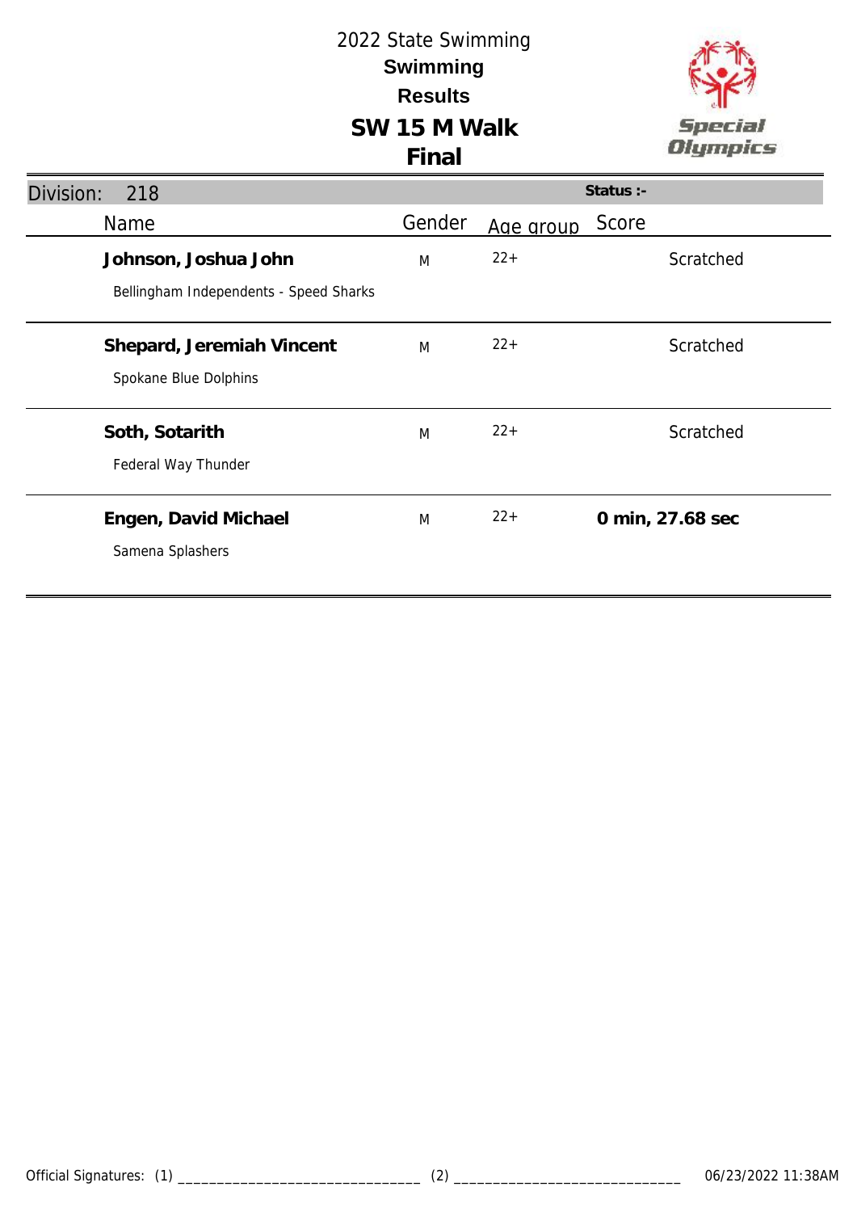2022 State Swimming

**Swimming**

**Results**

# SW 15 M Walk

## Final

Special Olympics

| Division: 218 | | | Status :- |
|---|---|---|---|
| Name | Gender | Age group | Score |
| **Johnson, Joshua John**<br>Bellingham Independents - Speed Sharks | M | 22+ | Scratched |
| **Shepard, Jeremiah Vincent**<br>Spokane Blue Dolphins | M | 22+ | Scratched |
| **Soth, Sotarith**<br>Federal Way Thunder | M | 22+ | Scratched |
| **Engen, David Michael**<br>Samena Splashers | M | 22+ | **0 min, 27.68 sec** |

Official Signatures: (1) ______________________________ (2) ____________________________ 06/23/2022 11:38AM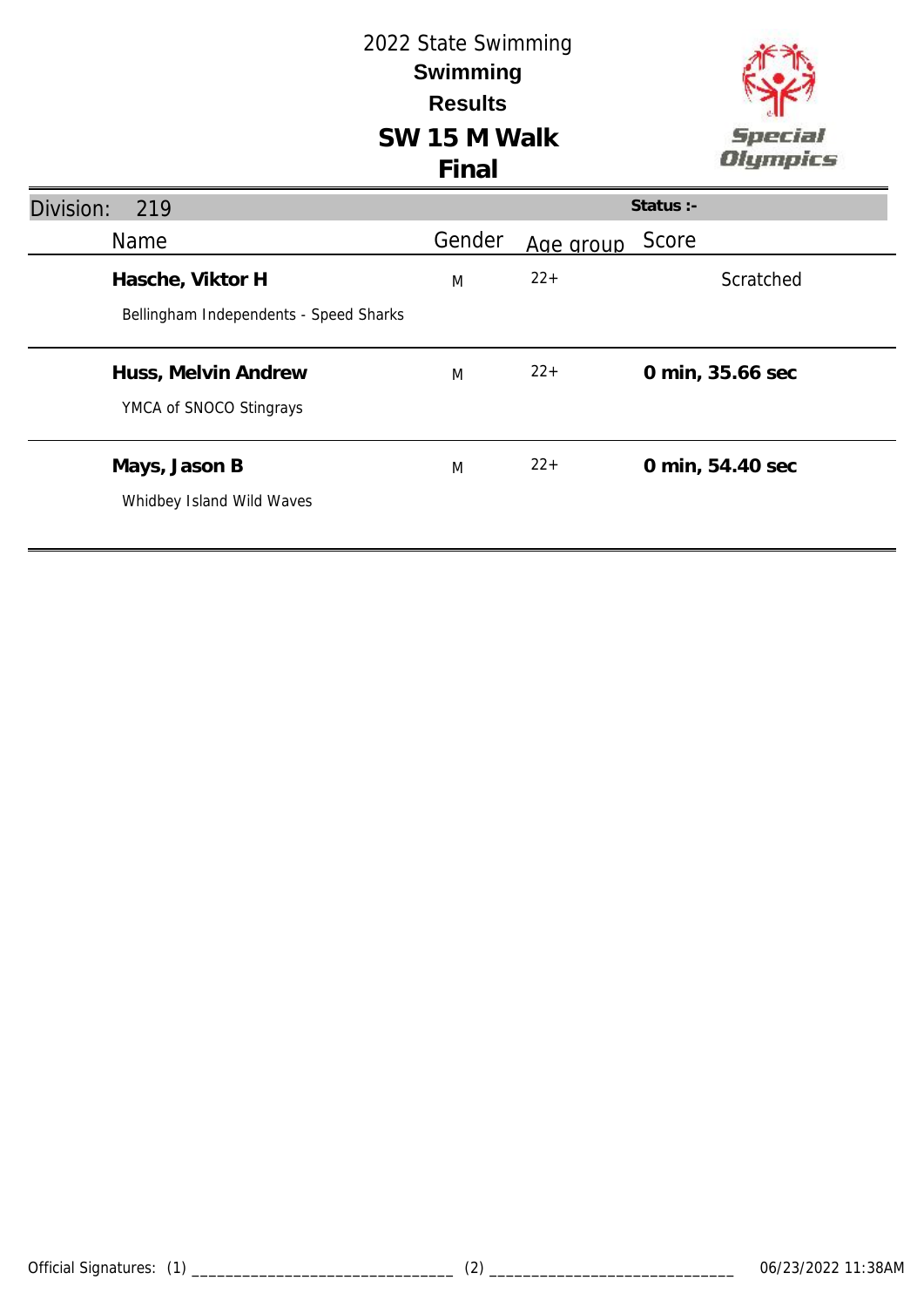# 2022 State Swimming
## Swimming
## Results
## SW 15 M Walk
## Final

Division: 219

Status :-

| Name | Gender | Age group | Score |
|---|---|---|---|
| **Hasche, Viktor H**<br>Bellingham Independents - Speed Sharks | M | 22+ | Scratched |
| **Huss, Melvin Andrew**<br>YMCA of SNOCO Stingrays | M | 22+ | **0 min, 35.66 sec** |
| **Mays, Jason B**<br>Whidbey Island Wild Waves | M | 22+ | **0 min, 54.40 sec** |

Official Signatures: (1) ______________________________ (2) ______________________________ 06/23/2022 11:38AM